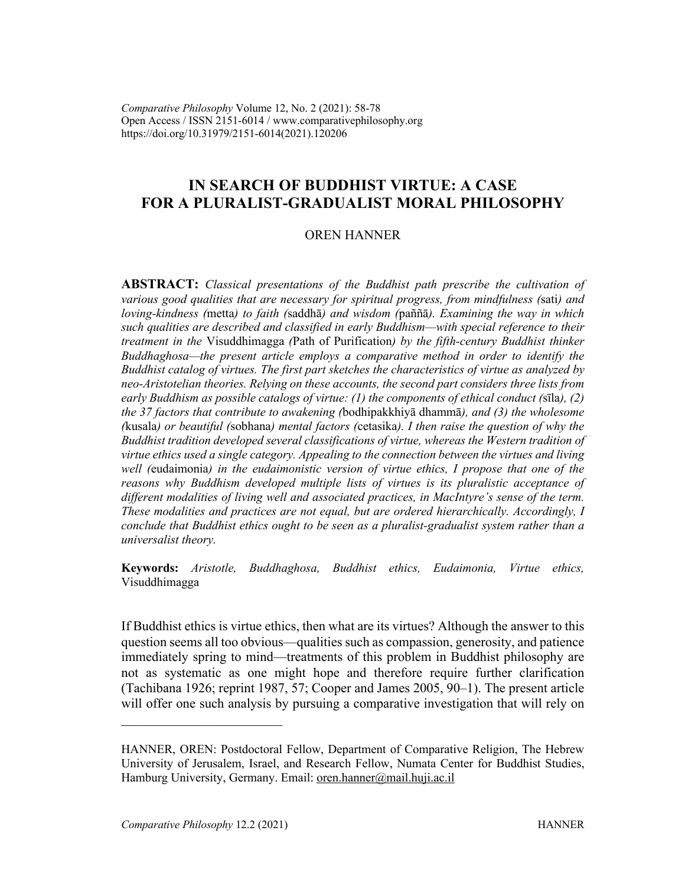*Comparative Philosophy* Volume 12, No. 2 (2021): 58-78
Open Access / ISSN 2151-6014 / www.comparativephilosophy.org
https://doi.org/10.31979/2151-6014(2021).120206

# IN SEARCH OF BUDDHIST VIRTUE: A CASE FOR A PLURALIST-GRADUALIST MORAL PHILOSOPHY

OREN HANNER

**ABSTRACT:** *Classical presentations of the Buddhist path prescribe the cultivation of various good qualities that are necessary for spiritual progress, from mindfulness (*sati*) and loving-kindness (*metta*) to faith (*saddhā*) and wisdom (*paññā*). Examining the way in which such qualities are described and classified in early Buddhism—with special reference to their treatment in the* Visuddhimagga *(*Path of Purification*) by the fifth-century Buddhist thinker Buddhaghosa—the present article employs a comparative method in order to identify the Buddhist catalog of virtues. The first part sketches the characteristics of virtue as analyzed by neo-Aristotelian theories. Relying on these accounts, the second part considers three lists from early Buddhism as possible catalogs of virtue: (1) the components of ethical conduct (*sīla*), (2) the 37 factors that contribute to awakening (*bodhipakkhiyā dhammā*), and (3) the wholesome (*kusala*) or beautiful (*sobhana*) mental factors (*cetasika*). I then raise the question of why the Buddhist tradition developed several classifications of virtue, whereas the Western tradition of virtue ethics used a single category. Appealing to the connection between the virtues and living well (*eudaimonia*) in the eudaimonistic version of virtue ethics, I propose that one of the reasons why Buddhism developed multiple lists of virtues is its pluralistic acceptance of different modalities of living well and associated practices, in MacIntyre's sense of the term. These modalities and practices are not equal, but are ordered hierarchically. Accordingly, I conclude that Buddhist ethics ought to be seen as a pluralist-gradualist system rather than a universalist theory.*

**Keywords:** *Aristotle, Buddhaghosa, Buddhist ethics, Eudaimonia, Virtue ethics,* Visuddhimagga

If Buddhist ethics is virtue ethics, then what are its virtues? Although the answer to this question seems all too obvious—qualities such as compassion, generosity, and patience immediately spring to mind—treatments of this problem in Buddhist philosophy are not as systematic as one might hope and therefore require further clarification (Tachibana 1926; reprint 1987, 57; Cooper and James 2005, 90–1). The present article will offer one such analysis by pursuing a comparative investigation that will rely on

---

HANNER, OREN: Postdoctoral Fellow, Department of Comparative Religion, The Hebrew University of Jerusalem, Israel, and Research Fellow, Numata Center for Buddhist Studies, Hamburg University, Germany. Email: oren.hanner@mail.huji.ac.il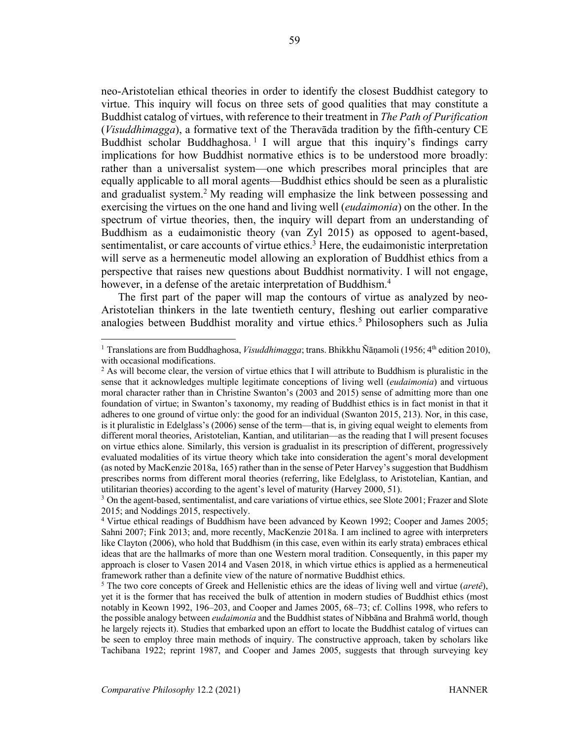neo-Aristotelian ethical theories in order to identify the closest Buddhist category to virtue. This inquiry will focus on three sets of good qualities that may constitute a Buddhist catalog of virtues, with reference to their treatment in *The Path of Purification* (*Visuddhimagga*), a formative text of the Theravāda tradition by the fifth-century CE Buddhist scholar Buddhaghosa.[1] I will argue that this inquiry's findings carry implications for how Buddhist normative ethics is to be understood more broadly: rather than a universalist system—one which prescribes moral principles that are equally applicable to all moral agents—Buddhist ethics should be seen as a pluralistic and gradualist system.[2] My reading will emphasize the link between possessing and exercising the virtues on the one hand and living well (*eudaimonia*) on the other. In the spectrum of virtue theories, then, the inquiry will depart from an understanding of Buddhism as a eudaimonistic theory (van Zyl 2015) as opposed to agent-based, sentimentalist, or care accounts of virtue ethics.[3] Here, the eudaimonistic interpretation will serve as a hermeneutic model allowing an exploration of Buddhist ethics from a perspective that raises new questions about Buddhist normativity. I will not engage, however, in a defense of the aretaic interpretation of Buddhism.[4]

The first part of the paper will map the contours of virtue as analyzed by neo-Aristotelian thinkers in the late twentieth century, fleshing out earlier comparative analogies between Buddhist morality and virtue ethics.[5] Philosophers such as Julia

---

[1] Translations are from Buddhaghosa, *Visuddhimagga*; trans. Bhikkhu Ñāṇamoli (1956; 4th edition 2010), with occasional modifications.

[2] As will become clear, the version of virtue ethics that I will attribute to Buddhism is pluralistic in the sense that it acknowledges multiple legitimate conceptions of living well (*eudaimonia*) and virtuous moral character rather than in Christine Swanton's (2003 and 2015) sense of admitting more than one foundation of virtue; in Swanton's taxonomy, my reading of Buddhist ethics is in fact monist in that it adheres to one ground of virtue only: the good for an individual (Swanton 2015, 213). Nor, in this case, is it pluralistic in Edelglass's (2006) sense of the term—that is, in giving equal weight to elements from different moral theories, Aristotelian, Kantian, and utilitarian—as the reading that I will present focuses on virtue ethics alone. Similarly, this version is gradualist in its prescription of different, progressively evaluated modalities of its virtue theory which take into consideration the agent's moral development (as noted by MacKenzie 2018a, 165) rather than in the sense of Peter Harvey's suggestion that Buddhism prescribes norms from different moral theories (referring, like Edelglass, to Aristotelian, Kantian, and utilitarian theories) according to the agent's level of maturity (Harvey 2000, 51).

[3] On the agent-based, sentimentalist, and care variations of virtue ethics, see Slote 2001; Frazer and Slote 2015; and Noddings 2015, respectively.

[4] Virtue ethical readings of Buddhism have been advanced by Keown 1992; Cooper and James 2005; Sahni 2007; Fink 2013; and, more recently, MacKenzie 2018a. I am inclined to agree with interpreters like Clayton (2006), who hold that Buddhism (in this case, even within its early strata) embraces ethical ideas that are the hallmarks of more than one Western moral tradition. Consequently, in this paper my approach is closer to Vasen 2014 and Vasen 2018, in which virtue ethics is applied as a hermeneutical framework rather than a definite view of the nature of normative Buddhist ethics.

[5] The two core concepts of Greek and Hellenistic ethics are the ideas of living well and virtue (*aretê*), yet it is the former that has received the bulk of attention in modern studies of Buddhist ethics (most notably in Keown 1992, 196–203, and Cooper and James 2005, 68–73; cf. Collins 1998, who refers to the possible analogy between *eudaimonia* and the Buddhist states of Nibbāna and Brahmā world, though he largely rejects it). Studies that embarked upon an effort to locate the Buddhist catalog of virtues can be seen to employ three main methods of inquiry. The constructive approach, taken by scholars like Tachibana 1922; reprint 1987, and Cooper and James 2005, suggests that through surveying key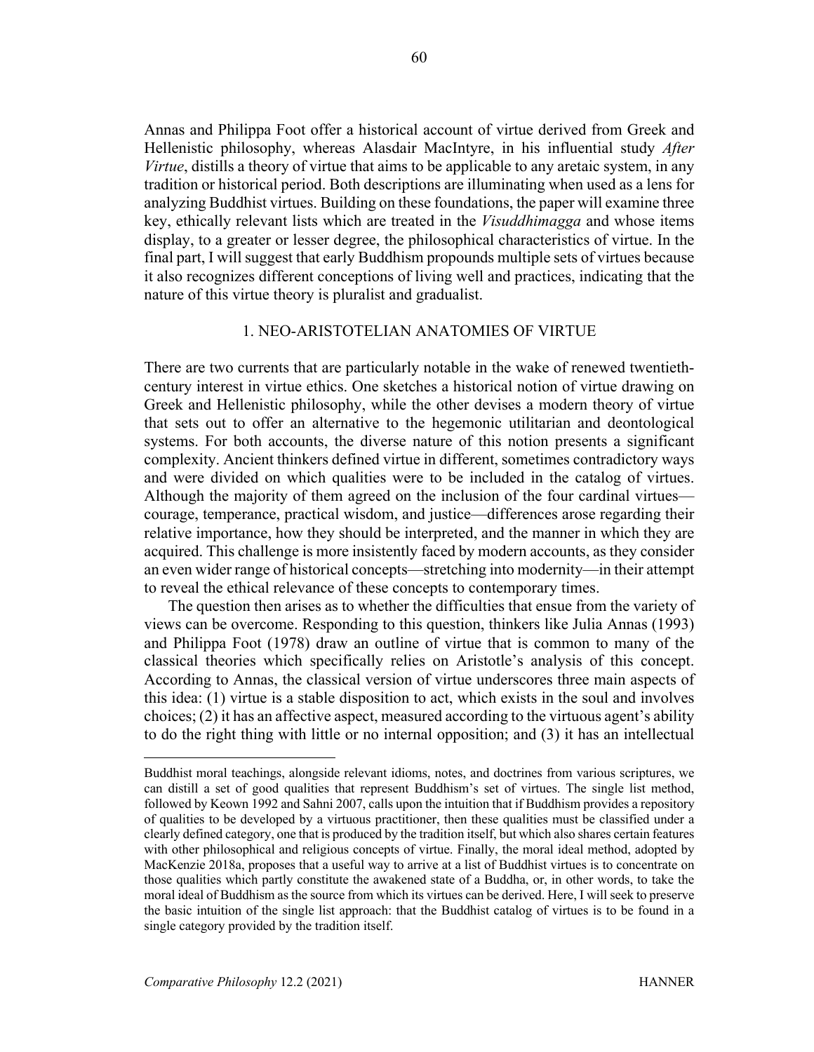Annas and Philippa Foot offer a historical account of virtue derived from Greek and Hellenistic philosophy, whereas Alasdair MacIntyre, in his influential study *After Virtue*, distills a theory of virtue that aims to be applicable to any aretaic system, in any tradition or historical period. Both descriptions are illuminating when used as a lens for analyzing Buddhist virtues. Building on these foundations, the paper will examine three key, ethically relevant lists which are treated in the *Visuddhimagga* and whose items display, to a greater or lesser degree, the philosophical characteristics of virtue. In the final part, I will suggest that early Buddhism propounds multiple sets of virtues because it also recognizes different conceptions of living well and practices, indicating that the nature of this virtue theory is pluralist and gradualist.

## 1. NEO-ARISTOTELIAN ANATOMIES OF VIRTUE

There are two currents that are particularly notable in the wake of renewed twentieth-century interest in virtue ethics. One sketches a historical notion of virtue drawing on Greek and Hellenistic philosophy, while the other devises a modern theory of virtue that sets out to offer an alternative to the hegemonic utilitarian and deontological systems. For both accounts, the diverse nature of this notion presents a significant complexity. Ancient thinkers defined virtue in different, sometimes contradictory ways and were divided on which qualities were to be included in the catalog of virtues. Although the majority of them agreed on the inclusion of the four cardinal virtues—courage, temperance, practical wisdom, and justice—differences arose regarding their relative importance, how they should be interpreted, and the manner in which they are acquired. This challenge is more insistently faced by modern accounts, as they consider an even wider range of historical concepts—stretching into modernity—in their attempt to reveal the ethical relevance of these concepts to contemporary times.

The question then arises as to whether the difficulties that ensue from the variety of views can be overcome. Responding to this question, thinkers like Julia Annas (1993) and Philippa Foot (1978) draw an outline of virtue that is common to many of the classical theories which specifically relies on Aristotle's analysis of this concept. According to Annas, the classical version of virtue underscores three main aspects of this idea: (1) virtue is a stable disposition to act, which exists in the soul and involves choices; (2) it has an affective aspect, measured according to the virtuous agent's ability to do the right thing with little or no internal opposition; and (3) it has an intellectual

---

Buddhist moral teachings, alongside relevant idioms, notes, and doctrines from various scriptures, we can distill a set of good qualities that represent Buddhism's set of virtues. The single list method, followed by Keown 1992 and Sahni 2007, calls upon the intuition that if Buddhism provides a repository of qualities to be developed by a virtuous practitioner, then these qualities must be classified under a clearly defined category, one that is produced by the tradition itself, but which also shares certain features with other philosophical and religious concepts of virtue. Finally, the moral ideal method, adopted by MacKenzie 2018a, proposes that a useful way to arrive at a list of Buddhist virtues is to concentrate on those qualities which partly constitute the awakened state of a Buddha, or, in other words, to take the moral ideal of Buddhism as the source from which its virtues can be derived. Here, I will seek to preserve the basic intuition of the single list approach: that the Buddhist catalog of virtues is to be found in a single category provided by the tradition itself.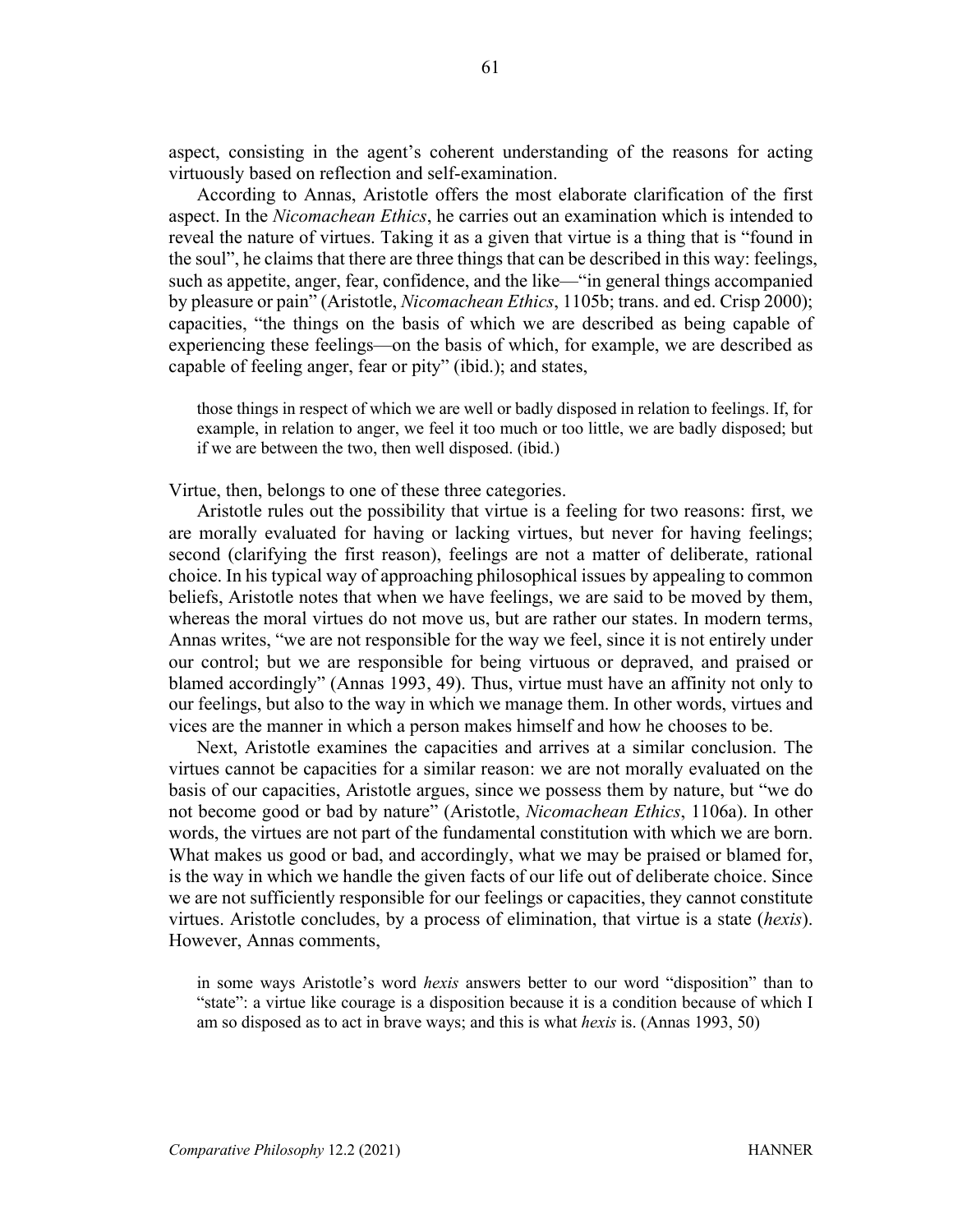aspect, consisting in the agent's coherent understanding of the reasons for acting virtuously based on reflection and self-examination.

According to Annas, Aristotle offers the most elaborate clarification of the first aspect. In the *Nicomachean Ethics*, he carries out an examination which is intended to reveal the nature of virtues. Taking it as a given that virtue is a thing that is "found in the soul", he claims that there are three things that can be described in this way: feelings, such as appetite, anger, fear, confidence, and the like—"in general things accompanied by pleasure or pain" (Aristotle, *Nicomachean Ethics*, 1105b; trans. and ed. Crisp 2000); capacities, "the things on the basis of which we are described as being capable of experiencing these feelings—on the basis of which, for example, we are described as capable of feeling anger, fear or pity" (ibid.); and states,

> those things in respect of which we are well or badly disposed in relation to feelings. If, for example, in relation to anger, we feel it too much or too little, we are badly disposed; but if we are between the two, then well disposed. (ibid.)

Virtue, then, belongs to one of these three categories.

Aristotle rules out the possibility that virtue is a feeling for two reasons: first, we are morally evaluated for having or lacking virtues, but never for having feelings; second (clarifying the first reason), feelings are not a matter of deliberate, rational choice. In his typical way of approaching philosophical issues by appealing to common beliefs, Aristotle notes that when we have feelings, we are said to be moved by them, whereas the moral virtues do not move us, but are rather our states. In modern terms, Annas writes, "we are not responsible for the way we feel, since it is not entirely under our control; but we are responsible for being virtuous or depraved, and praised or blamed accordingly" (Annas 1993, 49). Thus, virtue must have an affinity not only to our feelings, but also to the way in which we manage them. In other words, virtues and vices are the manner in which a person makes himself and how he chooses to be.

Next, Aristotle examines the capacities and arrives at a similar conclusion. The virtues cannot be capacities for a similar reason: we are not morally evaluated on the basis of our capacities, Aristotle argues, since we possess them by nature, but "we do not become good or bad by nature" (Aristotle, *Nicomachean Ethics*, 1106a). In other words, the virtues are not part of the fundamental constitution with which we are born. What makes us good or bad, and accordingly, what we may be praised or blamed for, is the way in which we handle the given facts of our life out of deliberate choice. Since we are not sufficiently responsible for our feelings or capacities, they cannot constitute virtues. Aristotle concludes, by a process of elimination, that virtue is a state (*hexis*). However, Annas comments,

> in some ways Aristotle's word *hexis* answers better to our word "disposition" than to "state": a virtue like courage is a disposition because it is a condition because of which I am so disposed as to act in brave ways; and this is what *hexis* is. (Annas 1993, 50)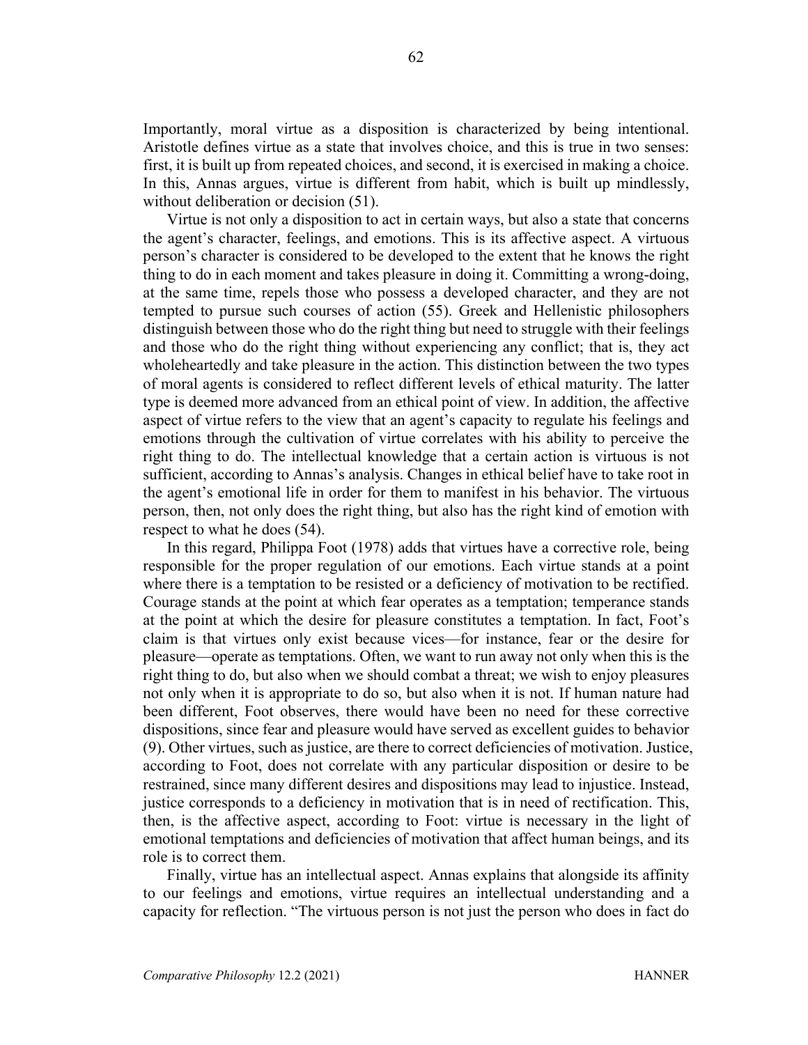Importantly, moral virtue as a disposition is characterized by being intentional. Aristotle defines virtue as a state that involves choice, and this is true in two senses: first, it is built up from repeated choices, and second, it is exercised in making a choice. In this, Annas argues, virtue is different from habit, which is built up mindlessly, without deliberation or decision (51).

Virtue is not only a disposition to act in certain ways, but also a state that concerns the agent's character, feelings, and emotions. This is its affective aspect. A virtuous person's character is considered to be developed to the extent that he knows the right thing to do in each moment and takes pleasure in doing it. Committing a wrong-doing, at the same time, repels those who possess a developed character, and they are not tempted to pursue such courses of action (55). Greek and Hellenistic philosophers distinguish between those who do the right thing but need to struggle with their feelings and those who do the right thing without experiencing any conflict; that is, they act wholeheartedly and take pleasure in the action. This distinction between the two types of moral agents is considered to reflect different levels of ethical maturity. The latter type is deemed more advanced from an ethical point of view. In addition, the affective aspect of virtue refers to the view that an agent's capacity to regulate his feelings and emotions through the cultivation of virtue correlates with his ability to perceive the right thing to do. The intellectual knowledge that a certain action is virtuous is not sufficient, according to Annas's analysis. Changes in ethical belief have to take root in the agent's emotional life in order for them to manifest in his behavior. The virtuous person, then, not only does the right thing, but also has the right kind of emotion with respect to what he does (54).

In this regard, Philippa Foot (1978) adds that virtues have a corrective role, being responsible for the proper regulation of our emotions. Each virtue stands at a point where there is a temptation to be resisted or a deficiency of motivation to be rectified. Courage stands at the point at which fear operates as a temptation; temperance stands at the point at which the desire for pleasure constitutes a temptation. In fact, Foot's claim is that virtues only exist because vices—for instance, fear or the desire for pleasure—operate as temptations. Often, we want to run away not only when this is the right thing to do, but also when we should combat a threat; we wish to enjoy pleasures not only when it is appropriate to do so, but also when it is not. If human nature had been different, Foot observes, there would have been no need for these corrective dispositions, since fear and pleasure would have served as excellent guides to behavior (9). Other virtues, such as justice, are there to correct deficiencies of motivation. Justice, according to Foot, does not correlate with any particular disposition or desire to be restrained, since many different desires and dispositions may lead to injustice. Instead, justice corresponds to a deficiency in motivation that is in need of rectification. This, then, is the affective aspect, according to Foot: virtue is necessary in the light of emotional temptations and deficiencies of motivation that affect human beings, and its role is to correct them.

Finally, virtue has an intellectual aspect. Annas explains that alongside its affinity to our feelings and emotions, virtue requires an intellectual understanding and a capacity for reflection. "The virtuous person is not just the person who does in fact do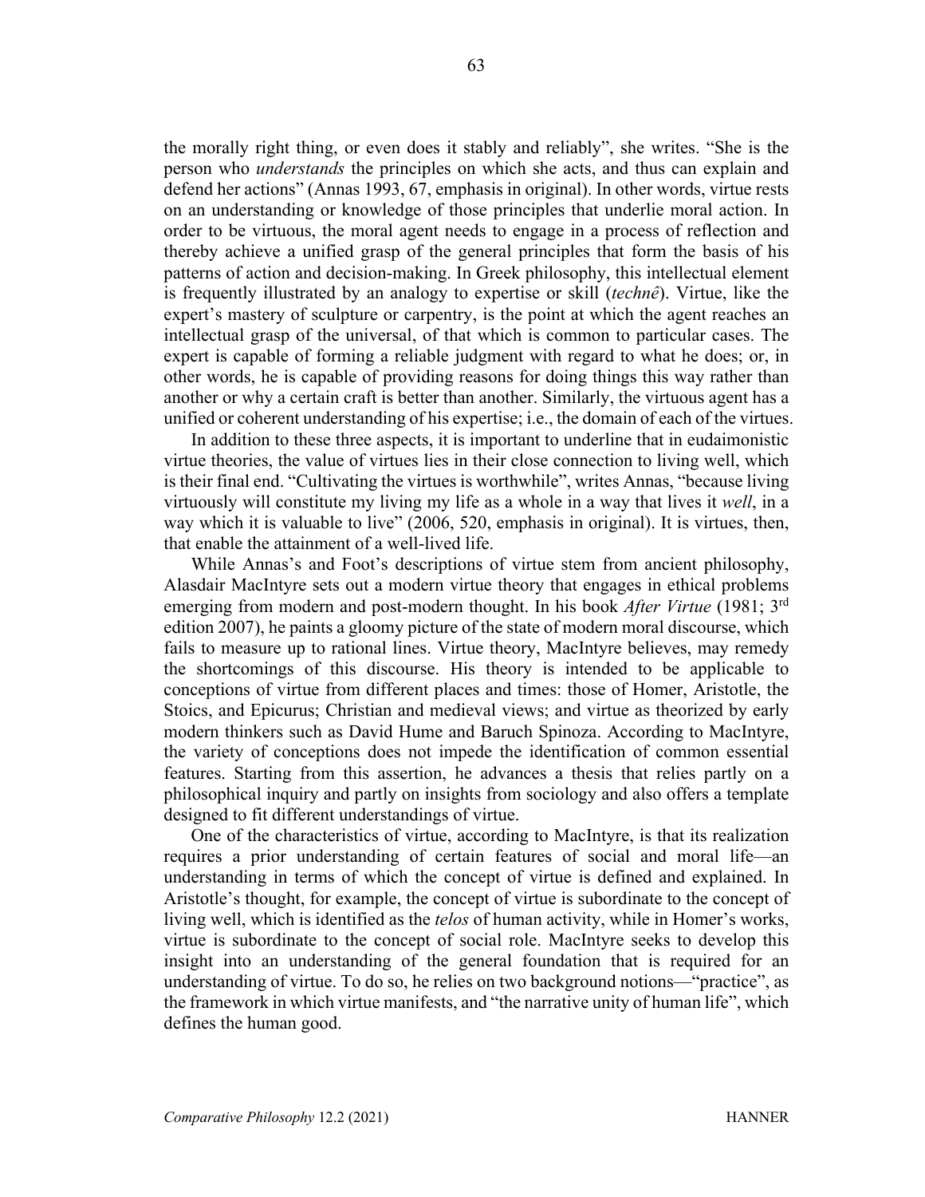the morally right thing, or even does it stably and reliably", she writes. "She is the person who *understands* the principles on which she acts, and thus can explain and defend her actions" (Annas 1993, 67, emphasis in original). In other words, virtue rests on an understanding or knowledge of those principles that underlie moral action. In order to be virtuous, the moral agent needs to engage in a process of reflection and thereby achieve a unified grasp of the general principles that form the basis of his patterns of action and decision-making. In Greek philosophy, this intellectual element is frequently illustrated by an analogy to expertise or skill (*technê*). Virtue, like the expert's mastery of sculpture or carpentry, is the point at which the agent reaches an intellectual grasp of the universal, of that which is common to particular cases. The expert is capable of forming a reliable judgment with regard to what he does; or, in other words, he is capable of providing reasons for doing things this way rather than another or why a certain craft is better than another. Similarly, the virtuous agent has a unified or coherent understanding of his expertise; i.e., the domain of each of the virtues.

In addition to these three aspects, it is important to underline that in eudaimonistic virtue theories, the value of virtues lies in their close connection to living well, which is their final end. "Cultivating the virtues is worthwhile", writes Annas, "because living virtuously will constitute my living my life as a whole in a way that lives it *well*, in a way which it is valuable to live" (2006, 520, emphasis in original). It is virtues, then, that enable the attainment of a well-lived life.

While Annas's and Foot's descriptions of virtue stem from ancient philosophy, Alasdair MacIntyre sets out a modern virtue theory that engages in ethical problems emerging from modern and post-modern thought. In his book *After Virtue* (1981; 3rd edition 2007), he paints a gloomy picture of the state of modern moral discourse, which fails to measure up to rational lines. Virtue theory, MacIntyre believes, may remedy the shortcomings of this discourse. His theory is intended to be applicable to conceptions of virtue from different places and times: those of Homer, Aristotle, the Stoics, and Epicurus; Christian and medieval views; and virtue as theorized by early modern thinkers such as David Hume and Baruch Spinoza. According to MacIntyre, the variety of conceptions does not impede the identification of common essential features. Starting from this assertion, he advances a thesis that relies partly on a philosophical inquiry and partly on insights from sociology and also offers a template designed to fit different understandings of virtue.

One of the characteristics of virtue, according to MacIntyre, is that its realization requires a prior understanding of certain features of social and moral life—an understanding in terms of which the concept of virtue is defined and explained. In Aristotle's thought, for example, the concept of virtue is subordinate to the concept of living well, which is identified as the *telos* of human activity, while in Homer's works, virtue is subordinate to the concept of social role. MacIntyre seeks to develop this insight into an understanding of the general foundation that is required for an understanding of virtue. To do so, he relies on two background notions—"practice", as the framework in which virtue manifests, and "the narrative unity of human life", which defines the human good.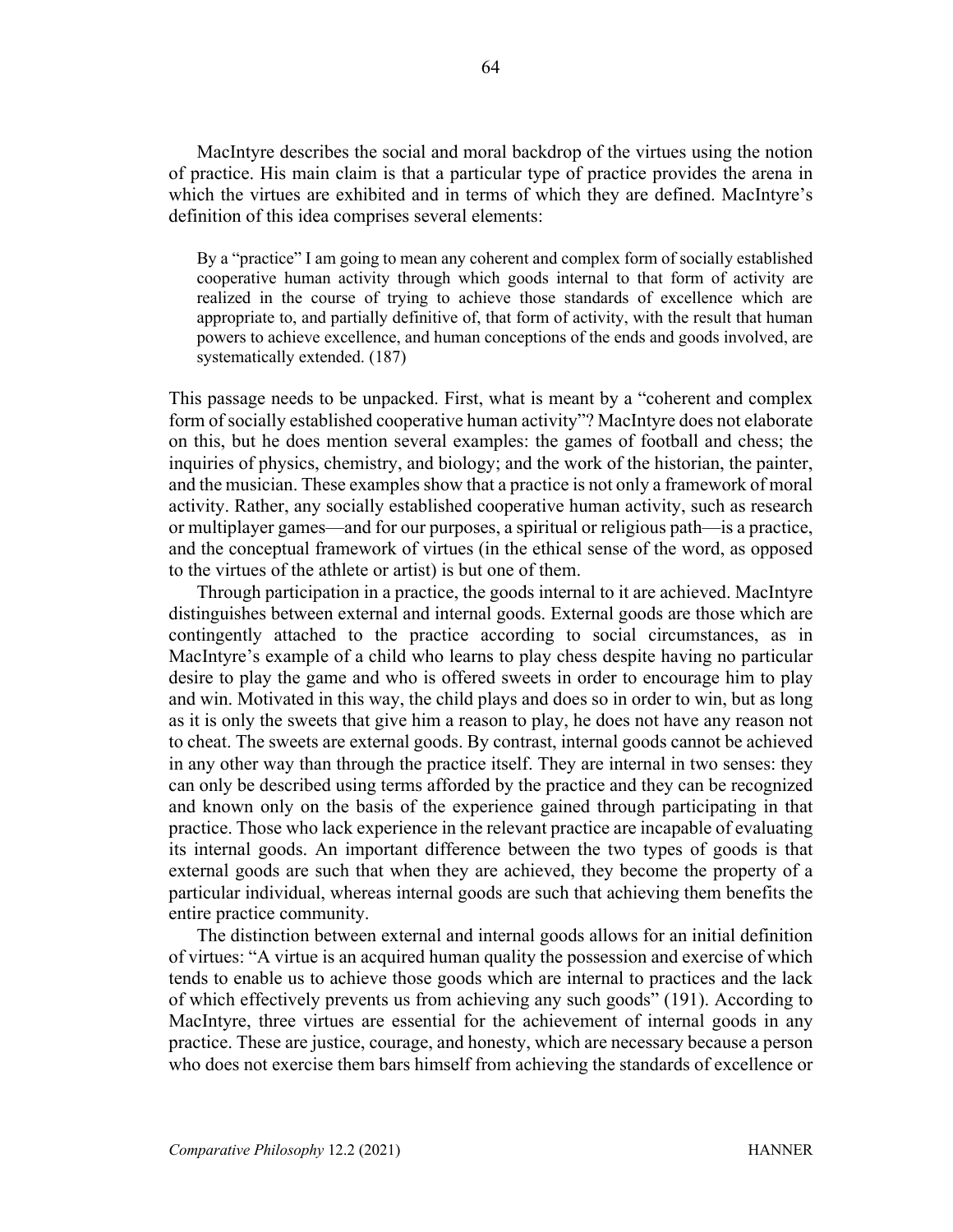MacIntyre describes the social and moral backdrop of the virtues using the notion of practice. His main claim is that a particular type of practice provides the arena in which the virtues are exhibited and in terms of which they are defined. MacIntyre's definition of this idea comprises several elements:

> By a "practice" I am going to mean any coherent and complex form of socially established cooperative human activity through which goods internal to that form of activity are realized in the course of trying to achieve those standards of excellence which are appropriate to, and partially definitive of, that form of activity, with the result that human powers to achieve excellence, and human conceptions of the ends and goods involved, are systematically extended. (187)

This passage needs to be unpacked. First, what is meant by a "coherent and complex form of socially established cooperative human activity"? MacIntyre does not elaborate on this, but he does mention several examples: the games of football and chess; the inquiries of physics, chemistry, and biology; and the work of the historian, the painter, and the musician. These examples show that a practice is not only a framework of moral activity. Rather, any socially established cooperative human activity, such as research or multiplayer games—and for our purposes, a spiritual or religious path—is a practice, and the conceptual framework of virtues (in the ethical sense of the word, as opposed to the virtues of the athlete or artist) is but one of them.

Through participation in a practice, the goods internal to it are achieved. MacIntyre distinguishes between external and internal goods. External goods are those which are contingently attached to the practice according to social circumstances, as in MacIntyre's example of a child who learns to play chess despite having no particular desire to play the game and who is offered sweets in order to encourage him to play and win. Motivated in this way, the child plays and does so in order to win, but as long as it is only the sweets that give him a reason to play, he does not have any reason not to cheat. The sweets are external goods. By contrast, internal goods cannot be achieved in any other way than through the practice itself. They are internal in two senses: they can only be described using terms afforded by the practice and they can be recognized and known only on the basis of the experience gained through participating in that practice. Those who lack experience in the relevant practice are incapable of evaluating its internal goods. An important difference between the two types of goods is that external goods are such that when they are achieved, they become the property of a particular individual, whereas internal goods are such that achieving them benefits the entire practice community.

The distinction between external and internal goods allows for an initial definition of virtues: "A virtue is an acquired human quality the possession and exercise of which tends to enable us to achieve those goods which are internal to practices and the lack of which effectively prevents us from achieving any such goods" (191). According to MacIntyre, three virtues are essential for the achievement of internal goods in any practice. These are justice, courage, and honesty, which are necessary because a person who does not exercise them bars himself from achieving the standards of excellence or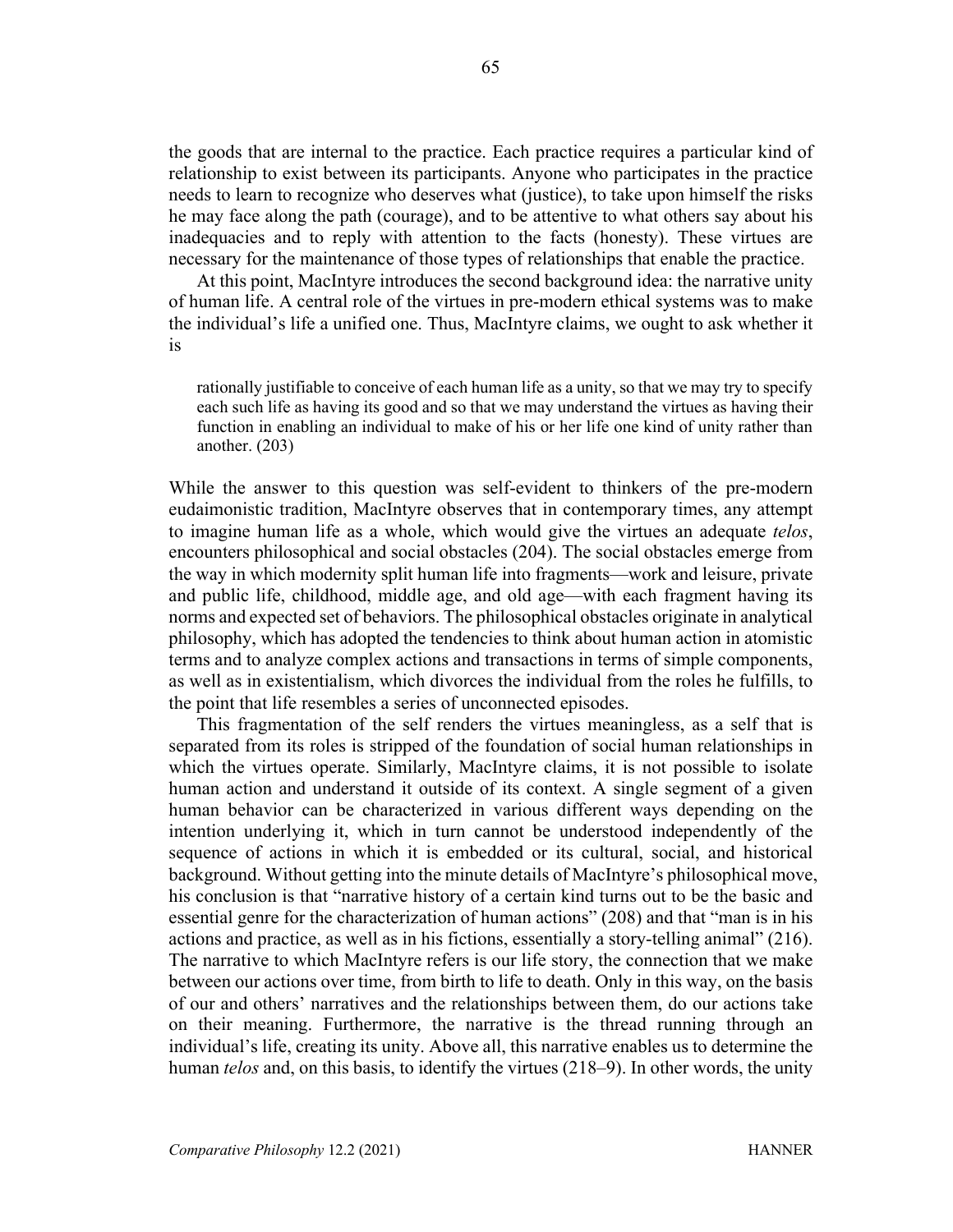the goods that are internal to the practice. Each practice requires a particular kind of relationship to exist between its participants. Anyone who participates in the practice needs to learn to recognize who deserves what (justice), to take upon himself the risks he may face along the path (courage), and to be attentive to what others say about his inadequacies and to reply with attention to the facts (honesty). These virtues are necessary for the maintenance of those types of relationships that enable the practice.

At this point, MacIntyre introduces the second background idea: the narrative unity of human life. A central role of the virtues in pre-modern ethical systems was to make the individual's life a unified one. Thus, MacIntyre claims, we ought to ask whether it is

> rationally justifiable to conceive of each human life as a unity, so that we may try to specify each such life as having its good and so that we may understand the virtues as having their function in enabling an individual to make of his or her life one kind of unity rather than another. (203)

While the answer to this question was self-evident to thinkers of the pre-modern eudaimonistic tradition, MacIntyre observes that in contemporary times, any attempt to imagine human life as a whole, which would give the virtues an adequate *telos*, encounters philosophical and social obstacles (204). The social obstacles emerge from the way in which modernity split human life into fragments—work and leisure, private and public life, childhood, middle age, and old age—with each fragment having its norms and expected set of behaviors. The philosophical obstacles originate in analytical philosophy, which has adopted the tendencies to think about human action in atomistic terms and to analyze complex actions and transactions in terms of simple components, as well as in existentialism, which divorces the individual from the roles he fulfills, to the point that life resembles a series of unconnected episodes.

This fragmentation of the self renders the virtues meaningless, as a self that is separated from its roles is stripped of the foundation of social human relationships in which the virtues operate. Similarly, MacIntyre claims, it is not possible to isolate human action and understand it outside of its context. A single segment of a given human behavior can be characterized in various different ways depending on the intention underlying it, which in turn cannot be understood independently of the sequence of actions in which it is embedded or its cultural, social, and historical background. Without getting into the minute details of MacIntyre's philosophical move, his conclusion is that "narrative history of a certain kind turns out to be the basic and essential genre for the characterization of human actions" (208) and that "man is in his actions and practice, as well as in his fictions, essentially a story-telling animal" (216). The narrative to which MacIntyre refers is our life story, the connection that we make between our actions over time, from birth to life to death. Only in this way, on the basis of our and others' narratives and the relationships between them, do our actions take on their meaning. Furthermore, the narrative is the thread running through an individual's life, creating its unity. Above all, this narrative enables us to determine the human *telos* and, on this basis, to identify the virtues (218–9). In other words, the unity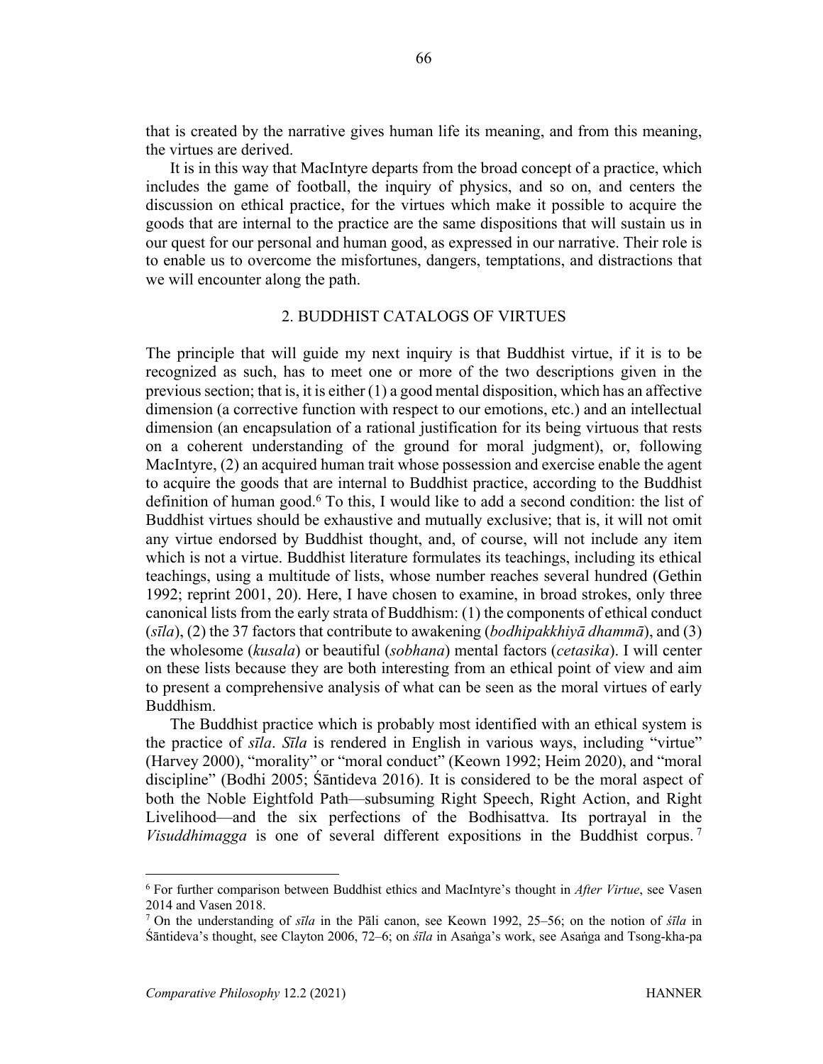that is created by the narrative gives human life its meaning, and from this meaning, the virtues are derived.

It is in this way that MacIntyre departs from the broad concept of a practice, which includes the game of football, the inquiry of physics, and so on, and centers the discussion on ethical practice, for the virtues which make it possible to acquire the goods that are internal to the practice are the same dispositions that will sustain us in our quest for our personal and human good, as expressed in our narrative. Their role is to enable us to overcome the misfortunes, dangers, temptations, and distractions that we will encounter along the path.

## 2. BUDDHIST CATALOGS OF VIRTUES

The principle that will guide my next inquiry is that Buddhist virtue, if it is to be recognized as such, has to meet one or more of the two descriptions given in the previous section; that is, it is either (1) a good mental disposition, which has an affective dimension (a corrective function with respect to our emotions, etc.) and an intellectual dimension (an encapsulation of a rational justification for its being virtuous that rests on a coherent understanding of the ground for moral judgment), or, following MacIntyre, (2) an acquired human trait whose possession and exercise enable the agent to acquire the goods that are internal to Buddhist practice, according to the Buddhist definition of human good.[6] To this, I would like to add a second condition: the list of Buddhist virtues should be exhaustive and mutually exclusive; that is, it will not omit any virtue endorsed by Buddhist thought, and, of course, will not include any item which is not a virtue. Buddhist literature formulates its teachings, including its ethical teachings, using a multitude of lists, whose number reaches several hundred (Gethin 1992; reprint 2001, 20). Here, I have chosen to examine, in broad strokes, only three canonical lists from the early strata of Buddhism: (1) the components of ethical conduct (*sīla*), (2) the 37 factors that contribute to awakening (*bodhipakkhiyā dhammā*), and (3) the wholesome (*kusala*) or beautiful (*sobhana*) mental factors (*cetasika*). I will center on these lists because they are both interesting from an ethical point of view and aim to present a comprehensive analysis of what can be seen as the moral virtues of early Buddhism.

The Buddhist practice which is probably most identified with an ethical system is the practice of *sīla*. *Sīla* is rendered in English in various ways, including "virtue" (Harvey 2000), "morality" or "moral conduct" (Keown 1992; Heim 2020), and "moral discipline" (Bodhi 2005; Śāntideva 2016). It is considered to be the moral aspect of both the Noble Eightfold Path—subsuming Right Speech, Right Action, and Right Livelihood—and the six perfections of the Bodhisattva. Its portrayal in the *Visuddhimagga* is one of several different expositions in the Buddhist corpus.[7]

---

[6] For further comparison between Buddhist ethics and MacIntyre's thought in *After Virtue*, see Vasen 2014 and Vasen 2018.

[7] On the understanding of *sīla* in the Pāli canon, see Keown 1992, 25–56; on the notion of *śīla* in Śāntideva's thought, see Clayton 2006, 72–6; on *śīla* in Asaṅga's work, see Asaṅga and Tsong-kha-pa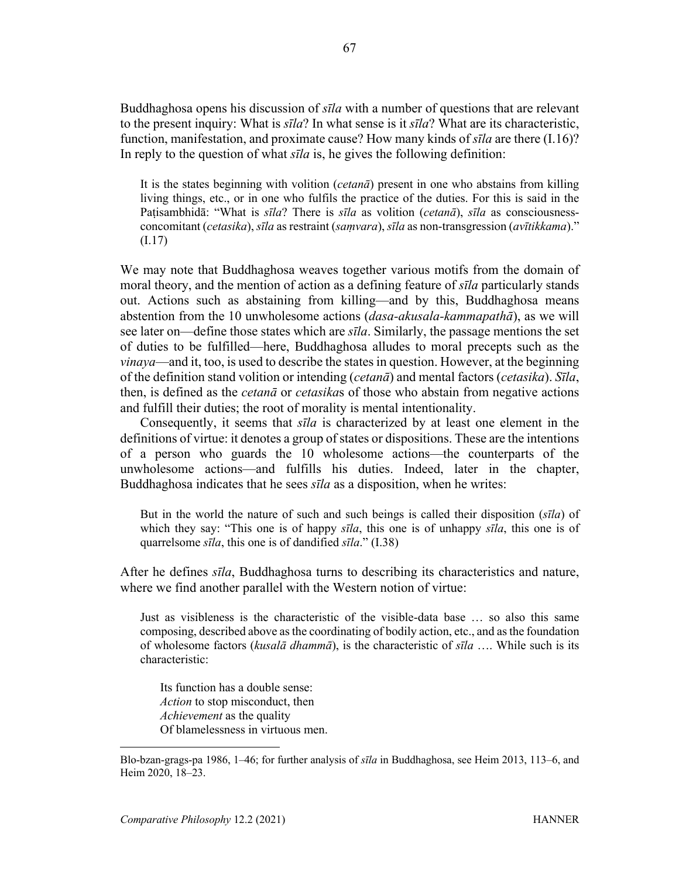Buddhaghosa opens his discussion of *sīla* with a number of questions that are relevant to the present inquiry: What is *sīla*? In what sense is it *sīla*? What are its characteristic, function, manifestation, and proximate cause? How many kinds of *sīla* are there (I.16)? In reply to the question of what *sīla* is, he gives the following definition:

> It is the states beginning with volition (*cetanā*) present in one who abstains from killing living things, etc., or in one who fulfils the practice of the duties. For this is said in the Paṭisambhidā: "What is *sīla*? There is *sīla* as volition (*cetanā*), *sīla* as consciousness-concomitant (*cetasika*), *sīla* as restraint (*saṃvara*), *sīla* as non-transgression (*avītikkama*)." (I.17)

We may note that Buddhaghosa weaves together various motifs from the domain of moral theory, and the mention of action as a defining feature of *sīla* particularly stands out. Actions such as abstaining from killing—and by this, Buddhaghosa means abstention from the 10 unwholesome actions (*dasa-akusala-kammapathā*), as we will see later on—define those states which are *sīla*. Similarly, the passage mentions the set of duties to be fulfilled—here, Buddhaghosa alludes to moral precepts such as the *vinaya*—and it, too, is used to describe the states in question. However, at the beginning of the definition stand volition or intending (*cetanā*) and mental factors (*cetasika*). *Sīla*, then, is defined as the *cetanā* or *cetasika*s of those who abstain from negative actions and fulfill their duties; the root of morality is mental intentionality.

Consequently, it seems that *sīla* is characterized by at least one element in the definitions of virtue: it denotes a group of states or dispositions. These are the intentions of a person who guards the 10 wholesome actions—the counterparts of the unwholesome actions—and fulfills his duties. Indeed, later in the chapter, Buddhaghosa indicates that he sees *sīla* as a disposition, when he writes:

> But in the world the nature of such and such beings is called their disposition (*sīla*) of which they say: "This one is of happy *sīla*, this one is of unhappy *sīla*, this one is of quarrelsome *sīla*, this one is of dandified *sīla*." (I.38)

After he defines *sīla*, Buddhaghosa turns to describing its characteristics and nature, where we find another parallel with the Western notion of virtue:

> Just as visibleness is the characteristic of the visible-data base … so also this same composing, described above as the coordinating of bodily action, etc., and as the foundation of wholesome factors (*kusalā dhammā*), is the characteristic of *sīla* …. While such is its characteristic:
>
> Its function has a double sense:
> *Action* to stop misconduct, then
> *Achievement* as the quality
> Of blamelessness in virtuous men.

---

Blo-bzan-grags-pa 1986, 1–46; for further analysis of *sīla* in Buddhaghosa, see Heim 2013, 113–6, and Heim 2020, 18–23.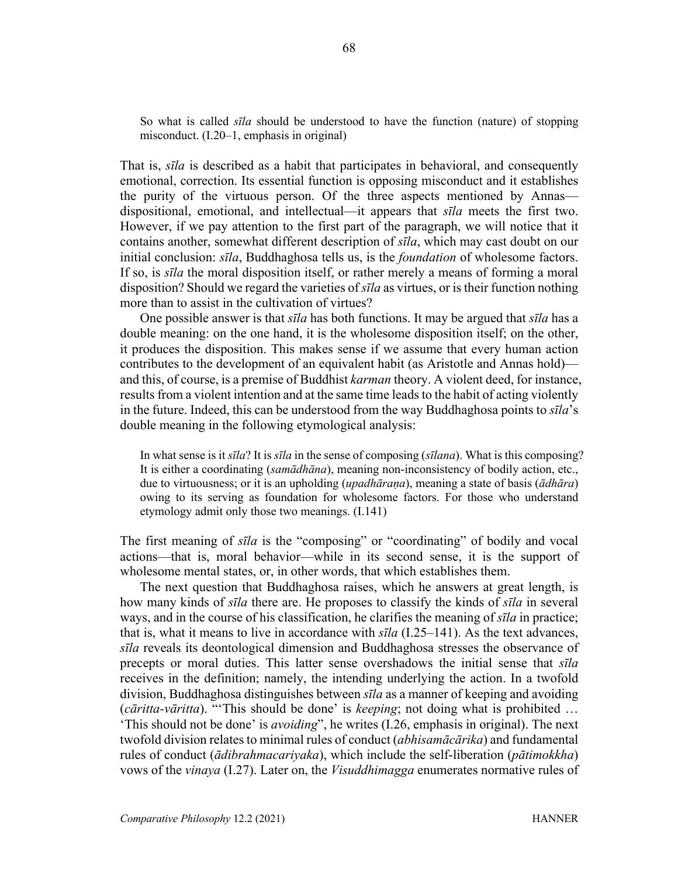> So what is called *sīla* should be understood to have the function (nature) of stopping misconduct. (I.20–1, emphasis in original)

That is, *sīla* is described as a habit that participates in behavioral, and consequently emotional, correction. Its essential function is opposing misconduct and it establishes the purity of the virtuous person. Of the three aspects mentioned by Annas—dispositional, emotional, and intellectual—it appears that *sīla* meets the first two. However, if we pay attention to the first part of the paragraph, we will notice that it contains another, somewhat different description of *sīla*, which may cast doubt on our initial conclusion: *sīla*, Buddhaghosa tells us, is the *foundation* of wholesome factors. If so, is *sīla* the moral disposition itself, or rather merely a means of forming a moral disposition? Should we regard the varieties of *sīla* as virtues, or is their function nothing more than to assist in the cultivation of virtues?

One possible answer is that *sīla* has both functions. It may be argued that *sīla* has a double meaning: on the one hand, it is the wholesome disposition itself; on the other, it produces the disposition. This makes sense if we assume that every human action contributes to the development of an equivalent habit (as Aristotle and Annas hold)—and this, of course, is a premise of Buddhist *karman* theory. A violent deed, for instance, results from a violent intention and at the same time leads to the habit of acting violently in the future. Indeed, this can be understood from the way Buddhaghosa points to *sīla*'s double meaning in the following etymological analysis:

> In what sense is it *sīla*? It is *sīla* in the sense of composing (*sīlana*). What is this composing? It is either a coordinating (*samādhāna*), meaning non-inconsistency of bodily action, etc., due to virtuousness; or it is an upholding (*upadhāraṇa*), meaning a state of basis (*ādhāra*) owing to its serving as foundation for wholesome factors. For those who understand etymology admit only those two meanings. (I.141)

The first meaning of *sīla* is the "composing" or "coordinating" of bodily and vocal actions—that is, moral behavior—while in its second sense, it is the support of wholesome mental states, or, in other words, that which establishes them.

The next question that Buddhaghosa raises, which he answers at great length, is how many kinds of *sīla* there are. He proposes to classify the kinds of *sīla* in several ways, and in the course of his classification, he clarifies the meaning of *sīla* in practice; that is, what it means to live in accordance with *sīla* (I.25–141). As the text advances, *sīla* reveals its deontological dimension and Buddhaghosa stresses the observance of precepts or moral duties. This latter sense overshadows the initial sense that *sīla* receives in the definition; namely, the intending underlying the action. In a twofold division, Buddhaghosa distinguishes between *sīla* as a manner of keeping and avoiding (*cāritta-vāritta*). "'This should be done' is *keeping*; not doing what is prohibited … 'This should not be done' is *avoiding*", he writes (I.26, emphasis in original). The next twofold division relates to minimal rules of conduct (*abhisamācārika*) and fundamental rules of conduct (*ādibrahmacariyaka*), which include the self-liberation (*pātimokkha*) vows of the *vinaya* (I.27). Later on, the *Visuddhimagga* enumerates normative rules of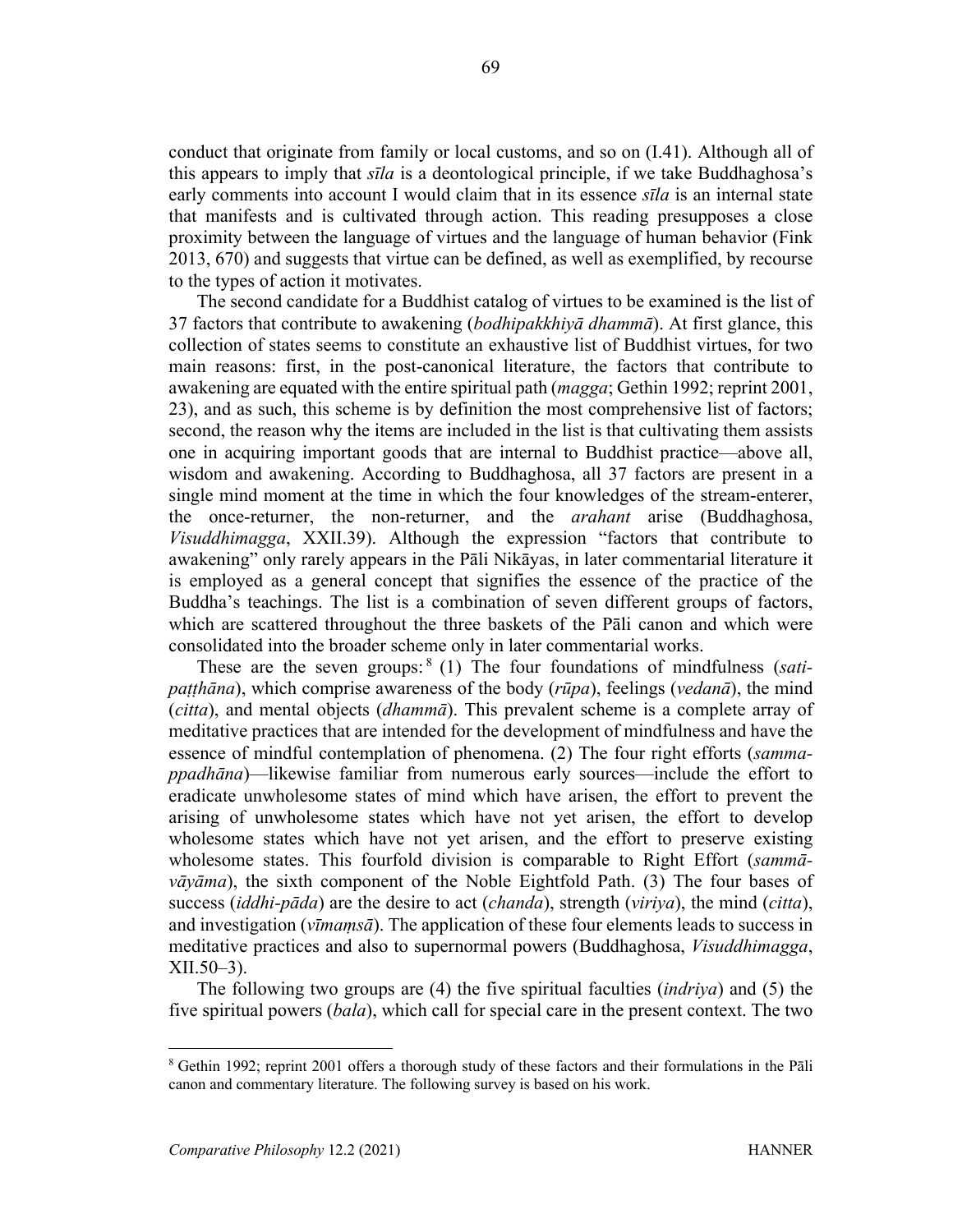conduct that originate from family or local customs, and so on (I.41). Although all of this appears to imply that *sīla* is a deontological principle, if we take Buddhaghosa's early comments into account I would claim that in its essence *sīla* is an internal state that manifests and is cultivated through action. This reading presupposes a close proximity between the language of virtues and the language of human behavior (Fink 2013, 670) and suggests that virtue can be defined, as well as exemplified, by recourse to the types of action it motivates.

The second candidate for a Buddhist catalog of virtues to be examined is the list of 37 factors that contribute to awakening (*bodhipakkhiyā dhammā*). At first glance, this collection of states seems to constitute an exhaustive list of Buddhist virtues, for two main reasons: first, in the post-canonical literature, the factors that contribute to awakening are equated with the entire spiritual path (*magga*; Gethin 1992; reprint 2001, 23), and as such, this scheme is by definition the most comprehensive list of factors; second, the reason why the items are included in the list is that cultivating them assists one in acquiring important goods that are internal to Buddhist practice—above all, wisdom and awakening. According to Buddhaghosa, all 37 factors are present in a single mind moment at the time in which the four knowledges of the stream-enterer, the once-returner, the non-returner, and the *arahant* arise (Buddhaghosa, *Visuddhimagga*, XXII.39). Although the expression "factors that contribute to awakening" only rarely appears in the Pāli Nikāyas, in later commentarial literature it is employed as a general concept that signifies the essence of the practice of the Buddha's teachings. The list is a combination of seven different groups of factors, which are scattered throughout the three baskets of the Pāli canon and which were consolidated into the broader scheme only in later commentarial works.

These are the seven groups:[8] (1) The four foundations of mindfulness (*sati-paṭṭhāna*), which comprise awareness of the body (*rūpa*), feelings (*vedanā*), the mind (*citta*), and mental objects (*dhammā*). This prevalent scheme is a complete array of meditative practices that are intended for the development of mindfulness and have the essence of mindful contemplation of phenomena. (2) The four right efforts (*samma-ppadhāna*)—likewise familiar from numerous early sources—include the effort to eradicate unwholesome states of mind which have arisen, the effort to prevent the arising of unwholesome states which have not yet arisen, the effort to develop wholesome states which have not yet arisen, and the effort to preserve existing wholesome states. This fourfold division is comparable to Right Effort (*sammā-vāyāma*), the sixth component of the Noble Eightfold Path. (3) The four bases of success (*iddhi-pāda*) are the desire to act (*chanda*), strength (*viriya*), the mind (*citta*), and investigation (*vīmaṃsā*). The application of these four elements leads to success in meditative practices and also to supernormal powers (Buddhaghosa, *Visuddhimagga*, XII.50–3).

The following two groups are (4) the five spiritual faculties (*indriya*) and (5) the five spiritual powers (*bala*), which call for special care in the present context. The two

[8] Gethin 1992; reprint 2001 offers a thorough study of these factors and their formulations in the Pāli canon and commentary literature. The following survey is based on his work.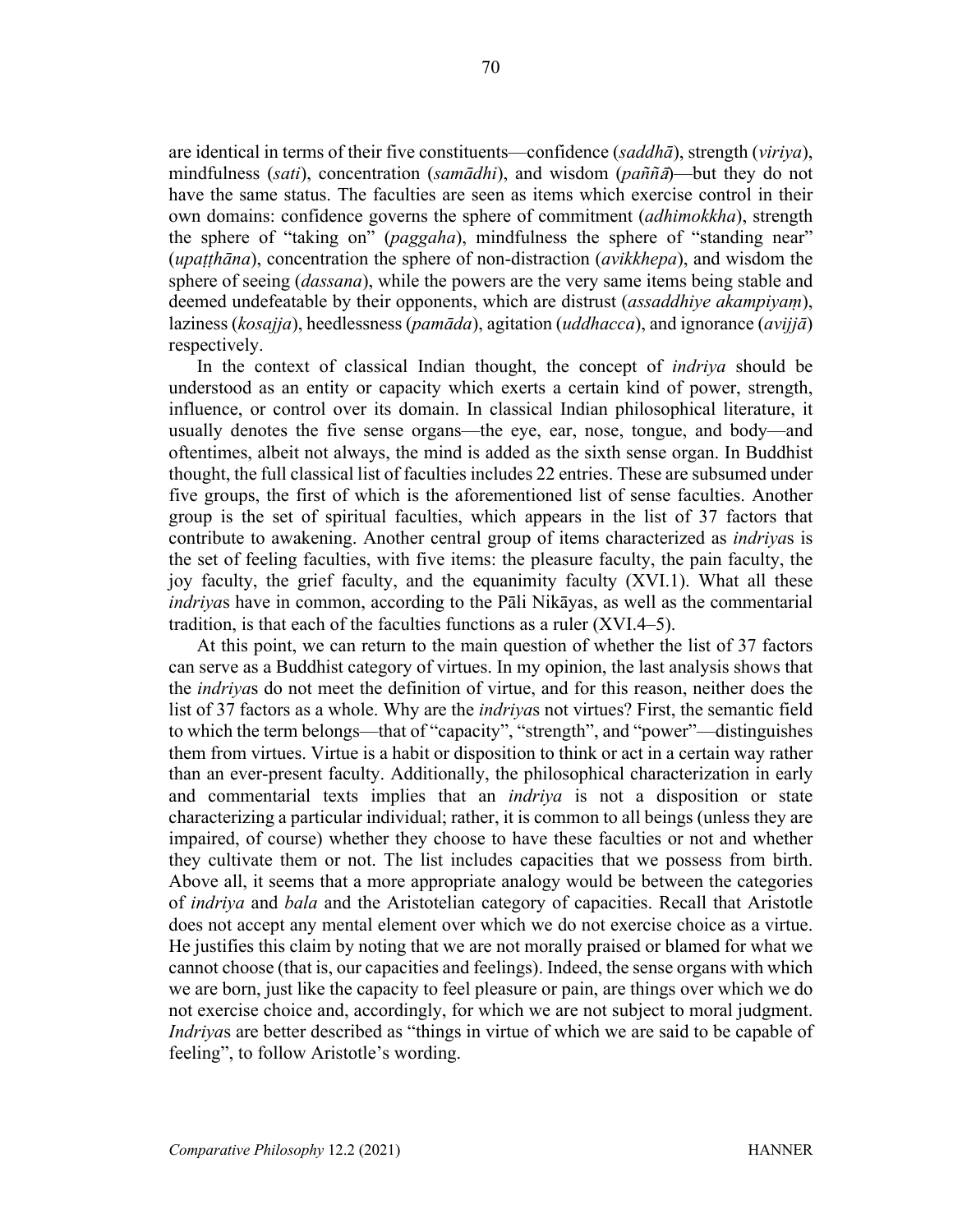are identical in terms of their five constituents—confidence (*saddhā*), strength (*viriya*), mindfulness (*sati*), concentration (*samādhi*), and wisdom (*paññā*)—but they do not have the same status. The faculties are seen as items which exercise control in their own domains: confidence governs the sphere of commitment (*adhimokkha*), strength the sphere of "taking on" (*paggaha*), mindfulness the sphere of "standing near" (*upaṭṭhāna*), concentration the sphere of non-distraction (*avikkhepa*), and wisdom the sphere of seeing (*dassana*), while the powers are the very same items being stable and deemed undefeatable by their opponents, which are distrust (*assaddhiye akampiyaṃ*), laziness (*kosajja*), heedlessness (*pamāda*), agitation (*uddhacca*), and ignorance (*avijjā*) respectively.

In the context of classical Indian thought, the concept of *indriya* should be understood as an entity or capacity which exerts a certain kind of power, strength, influence, or control over its domain. In classical Indian philosophical literature, it usually denotes the five sense organs—the eye, ear, nose, tongue, and body—and oftentimes, albeit not always, the mind is added as the sixth sense organ. In Buddhist thought, the full classical list of faculties includes 22 entries. These are subsumed under five groups, the first of which is the aforementioned list of sense faculties. Another group is the set of spiritual faculties, which appears in the list of 37 factors that contribute to awakening. Another central group of items characterized as *indriya*s is the set of feeling faculties, with five items: the pleasure faculty, the pain faculty, the joy faculty, the grief faculty, and the equanimity faculty (XVI.1). What all these *indriya*s have in common, according to the Pāli Nikāyas, as well as the commentarial tradition, is that each of the faculties functions as a ruler (XVI.4–5).

At this point, we can return to the main question of whether the list of 37 factors can serve as a Buddhist category of virtues. In my opinion, the last analysis shows that the *indriya*s do not meet the definition of virtue, and for this reason, neither does the list of 37 factors as a whole. Why are the *indriya*s not virtues? First, the semantic field to which the term belongs—that of "capacity", "strength", and "power"—distinguishes them from virtues. Virtue is a habit or disposition to think or act in a certain way rather than an ever-present faculty. Additionally, the philosophical characterization in early and commentarial texts implies that an *indriya* is not a disposition or state characterizing a particular individual; rather, it is common to all beings (unless they are impaired, of course) whether they choose to have these faculties or not and whether they cultivate them or not. The list includes capacities that we possess from birth. Above all, it seems that a more appropriate analogy would be between the categories of *indriya* and *bala* and the Aristotelian category of capacities. Recall that Aristotle does not accept any mental element over which we do not exercise choice as a virtue. He justifies this claim by noting that we are not morally praised or blamed for what we cannot choose (that is, our capacities and feelings). Indeed, the sense organs with which we are born, just like the capacity to feel pleasure or pain, are things over which we do not exercise choice and, accordingly, for which we are not subject to moral judgment. *Indriya*s are better described as "things in virtue of which we are said to be capable of feeling", to follow Aristotle's wording.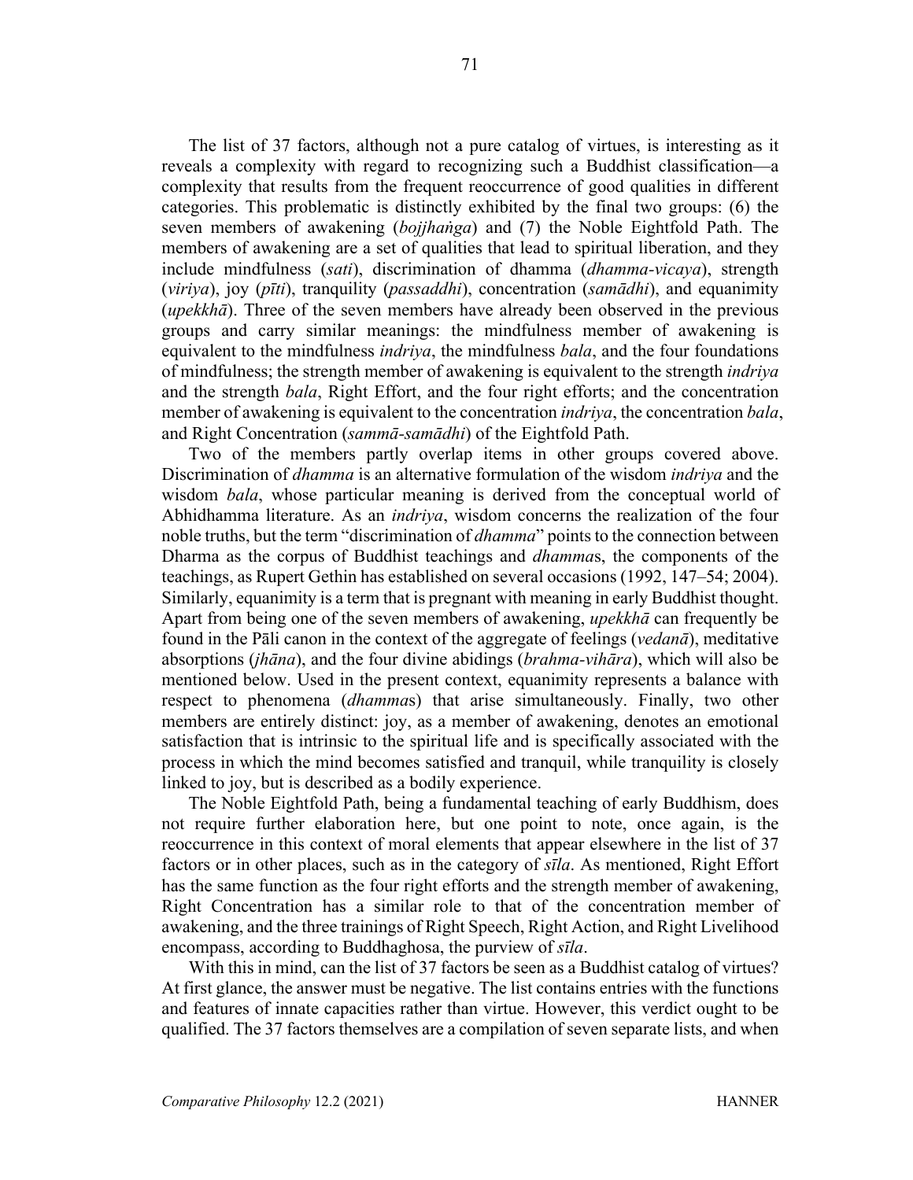The list of 37 factors, although not a pure catalog of virtues, is interesting as it reveals a complexity with regard to recognizing such a Buddhist classification—a complexity that results from the frequent reoccurrence of good qualities in different categories. This problematic is distinctly exhibited by the final two groups: (6) the seven members of awakening (*bojjhaṅga*) and (7) the Noble Eightfold Path. The members of awakening are a set of qualities that lead to spiritual liberation, and they include mindfulness (*sati*), discrimination of dhamma (*dhamma-vicaya*), strength (*viriya*), joy (*pīti*), tranquility (*passaddhi*), concentration (*samādhi*), and equanimity (*upekkhā*). Three of the seven members have already been observed in the previous groups and carry similar meanings: the mindfulness member of awakening is equivalent to the mindfulness *indriya*, the mindfulness *bala*, and the four foundations of mindfulness; the strength member of awakening is equivalent to the strength *indriya* and the strength *bala*, Right Effort, and the four right efforts; and the concentration member of awakening is equivalent to the concentration *indriya*, the concentration *bala*, and Right Concentration (*sammā-samādhi*) of the Eightfold Path.

Two of the members partly overlap items in other groups covered above. Discrimination of *dhamma* is an alternative formulation of the wisdom *indriya* and the wisdom *bala*, whose particular meaning is derived from the conceptual world of Abhidhamma literature. As an *indriya*, wisdom concerns the realization of the four noble truths, but the term "discrimination of *dhamma*" points to the connection between Dharma as the corpus of Buddhist teachings and *dhamma*s, the components of the teachings, as Rupert Gethin has established on several occasions (1992, 147–54; 2004). Similarly, equanimity is a term that is pregnant with meaning in early Buddhist thought. Apart from being one of the seven members of awakening, *upekkhā* can frequently be found in the Pāli canon in the context of the aggregate of feelings (*vedanā*), meditative absorptions (*jhāna*), and the four divine abidings (*brahma-vihāra*), which will also be mentioned below. Used in the present context, equanimity represents a balance with respect to phenomena (*dhamma*s) that arise simultaneously. Finally, two other members are entirely distinct: joy, as a member of awakening, denotes an emotional satisfaction that is intrinsic to the spiritual life and is specifically associated with the process in which the mind becomes satisfied and tranquil, while tranquility is closely linked to joy, but is described as a bodily experience.

The Noble Eightfold Path, being a fundamental teaching of early Buddhism, does not require further elaboration here, but one point to note, once again, is the reoccurrence in this context of moral elements that appear elsewhere in the list of 37 factors or in other places, such as in the category of *sīla*. As mentioned, Right Effort has the same function as the four right efforts and the strength member of awakening, Right Concentration has a similar role to that of the concentration member of awakening, and the three trainings of Right Speech, Right Action, and Right Livelihood encompass, according to Buddhaghosa, the purview of *sīla*.

With this in mind, can the list of 37 factors be seen as a Buddhist catalog of virtues? At first glance, the answer must be negative. The list contains entries with the functions and features of innate capacities rather than virtue. However, this verdict ought to be qualified. The 37 factors themselves are a compilation of seven separate lists, and when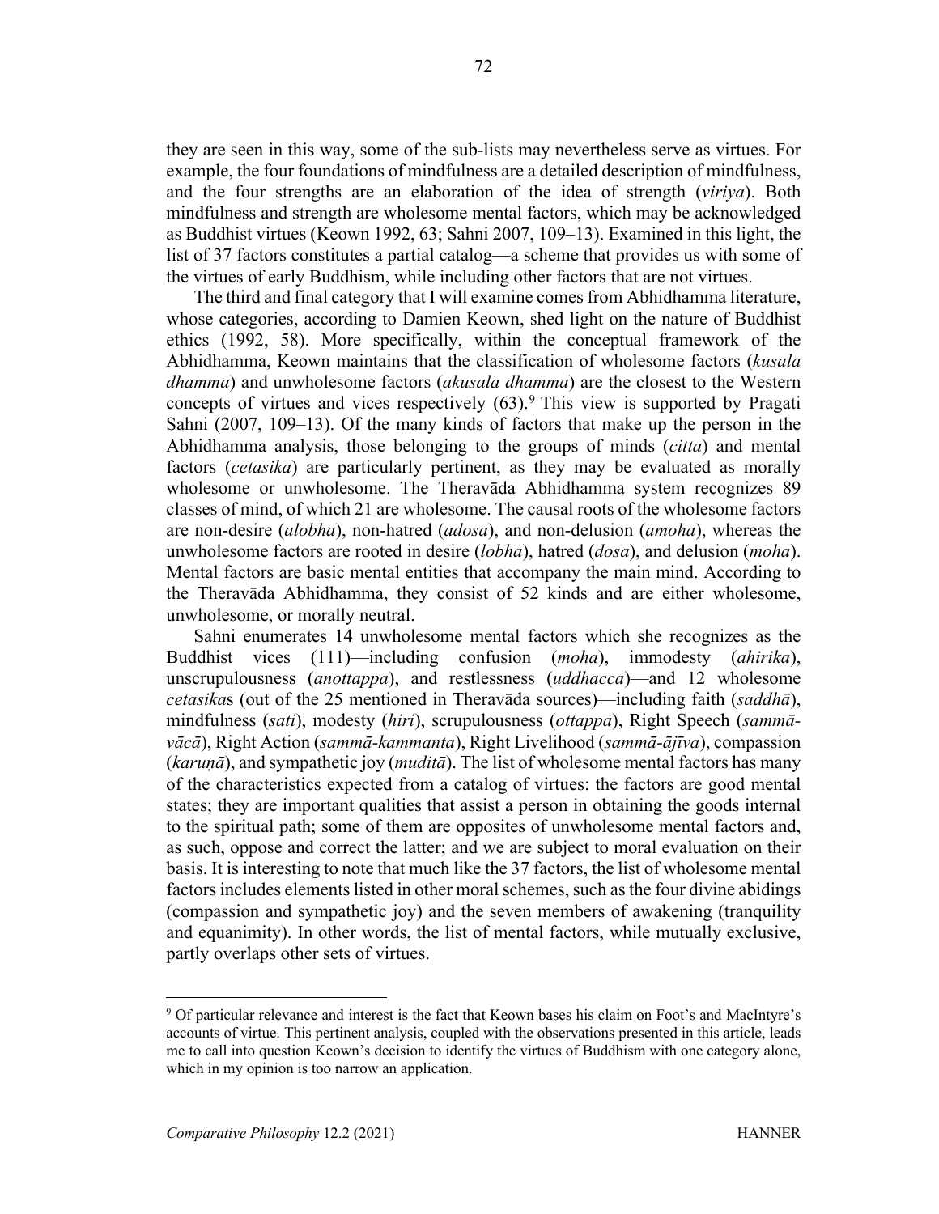they are seen in this way, some of the sub-lists may nevertheless serve as virtues. For example, the four foundations of mindfulness are a detailed description of mindfulness, and the four strengths are an elaboration of the idea of strength (*viriya*). Both mindfulness and strength are wholesome mental factors, which may be acknowledged as Buddhist virtues (Keown 1992, 63; Sahni 2007, 109–13). Examined in this light, the list of 37 factors constitutes a partial catalog—a scheme that provides us with some of the virtues of early Buddhism, while including other factors that are not virtues.

The third and final category that I will examine comes from Abhidhamma literature, whose categories, according to Damien Keown, shed light on the nature of Buddhist ethics (1992, 58). More specifically, within the conceptual framework of the Abhidhamma, Keown maintains that the classification of wholesome factors (*kusala dhamma*) and unwholesome factors (*akusala dhamma*) are the closest to the Western concepts of virtues and vices respectively (63).[9] This view is supported by Pragati Sahni (2007, 109–13). Of the many kinds of factors that make up the person in the Abhidhamma analysis, those belonging to the groups of minds (*citta*) and mental factors (*cetasika*) are particularly pertinent, as they may be evaluated as morally wholesome or unwholesome. The Theravāda Abhidhamma system recognizes 89 classes of mind, of which 21 are wholesome. The causal roots of the wholesome factors are non-desire (*alobha*), non-hatred (*adosa*), and non-delusion (*amoha*), whereas the unwholesome factors are rooted in desire (*lobha*), hatred (*dosa*), and delusion (*moha*). Mental factors are basic mental entities that accompany the main mind. According to the Theravāda Abhidhamma, they consist of 52 kinds and are either wholesome, unwholesome, or morally neutral.

Sahni enumerates 14 unwholesome mental factors which she recognizes as the Buddhist vices (111)—including confusion (*moha*), immodesty (*ahirika*), unscrupulousness (*anottappa*), and restlessness (*uddhacca*)—and 12 wholesome *cetasika*s (out of the 25 mentioned in Theravāda sources)—including faith (*saddhā*), mindfulness (*sati*), modesty (*hiri*), scrupulousness (*ottappa*), Right Speech (*sammā-vācā*), Right Action (*sammā-kammanta*), Right Livelihood (*sammā-ājīva*), compassion (*karuṇā*), and sympathetic joy (*muditā*). The list of wholesome mental factors has many of the characteristics expected from a catalog of virtues: the factors are good mental states; they are important qualities that assist a person in obtaining the goods internal to the spiritual path; some of them are opposites of unwholesome mental factors and, as such, oppose and correct the latter; and we are subject to moral evaluation on their basis. It is interesting to note that much like the 37 factors, the list of wholesome mental factors includes elements listed in other moral schemes, such as the four divine abidings (compassion and sympathetic joy) and the seven members of awakening (tranquility and equanimity). In other words, the list of mental factors, while mutually exclusive, partly overlaps other sets of virtues.

---

[9] Of particular relevance and interest is the fact that Keown bases his claim on Foot's and MacIntyre's accounts of virtue. This pertinent analysis, coupled with the observations presented in this article, leads me to call into question Keown's decision to identify the virtues of Buddhism with one category alone, which in my opinion is too narrow an application.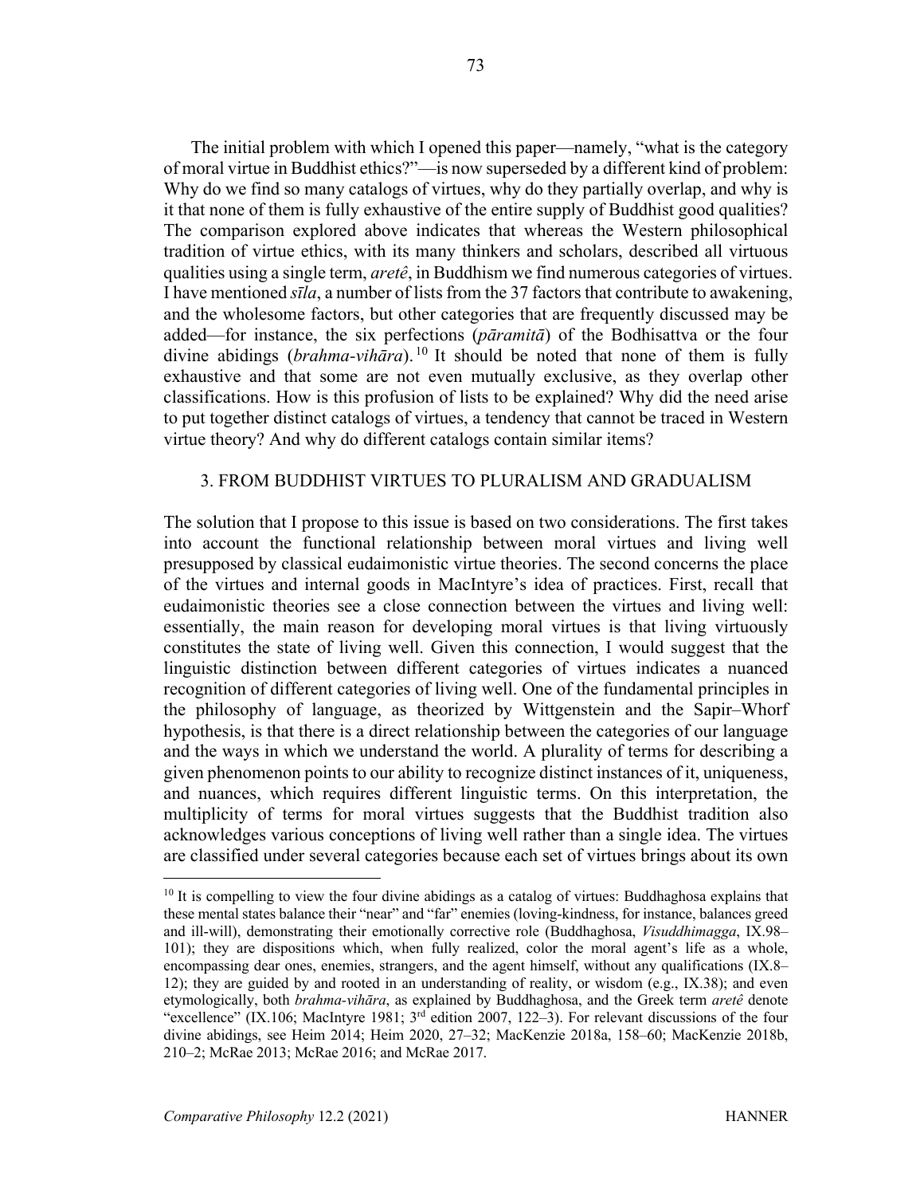The initial problem with which I opened this paper—namely, "what is the category of moral virtue in Buddhist ethics?"—is now superseded by a different kind of problem: Why do we find so many catalogs of virtues, why do they partially overlap, and why is it that none of them is fully exhaustive of the entire supply of Buddhist good qualities? The comparison explored above indicates that whereas the Western philosophical tradition of virtue ethics, with its many thinkers and scholars, described all virtuous qualities using a single term, *aretê*, in Buddhism we find numerous categories of virtues. I have mentioned *sīla*, a number of lists from the 37 factors that contribute to awakening, and the wholesome factors, but other categories that are frequently discussed may be added—for instance, the six perfections (*pāramitā*) of the Bodhisattva or the four divine abidings (*brahma-vihāra*).[10] It should be noted that none of them is fully exhaustive and that some are not even mutually exclusive, as they overlap other classifications. How is this profusion of lists to be explained? Why did the need arise to put together distinct catalogs of virtues, a tendency that cannot be traced in Western virtue theory? And why do different catalogs contain similar items?

## 3. FROM BUDDHIST VIRTUES TO PLURALISM AND GRADUALISM

The solution that I propose to this issue is based on two considerations. The first takes into account the functional relationship between moral virtues and living well presupposed by classical eudaimonistic virtue theories. The second concerns the place of the virtues and internal goods in MacIntyre's idea of practices. First, recall that eudaimonistic theories see a close connection between the virtues and living well: essentially, the main reason for developing moral virtues is that living virtuously constitutes the state of living well. Given this connection, I would suggest that the linguistic distinction between different categories of virtues indicates a nuanced recognition of different categories of living well. One of the fundamental principles in the philosophy of language, as theorized by Wittgenstein and the Sapir–Whorf hypothesis, is that there is a direct relationship between the categories of our language and the ways in which we understand the world. A plurality of terms for describing a given phenomenon points to our ability to recognize distinct instances of it, uniqueness, and nuances, which requires different linguistic terms. On this interpretation, the multiplicity of terms for moral virtues suggests that the Buddhist tradition also acknowledges various conceptions of living well rather than a single idea. The virtues are classified under several categories because each set of virtues brings about its own

---

[10] It is compelling to view the four divine abidings as a catalog of virtues: Buddhaghosa explains that these mental states balance their "near" and "far" enemies (loving-kindness, for instance, balances greed and ill-will), demonstrating their emotionally corrective role (Buddhaghosa, *Visuddhimagga*, IX.98–101); they are dispositions which, when fully realized, color the moral agent's life as a whole, encompassing dear ones, enemies, strangers, and the agent himself, without any qualifications (IX.8–12); they are guided by and rooted in an understanding of reality, or wisdom (e.g., IX.38); and even etymologically, both *brahma-vihāra*, as explained by Buddhaghosa, and the Greek term *aretê* denote "excellence" (IX.106; MacIntyre 1981; 3rd edition 2007, 122–3). For relevant discussions of the four divine abidings, see Heim 2014; Heim 2020, 27–32; MacKenzie 2018a, 158–60; MacKenzie 2018b, 210–2; McRae 2013; McRae 2016; and McRae 2017.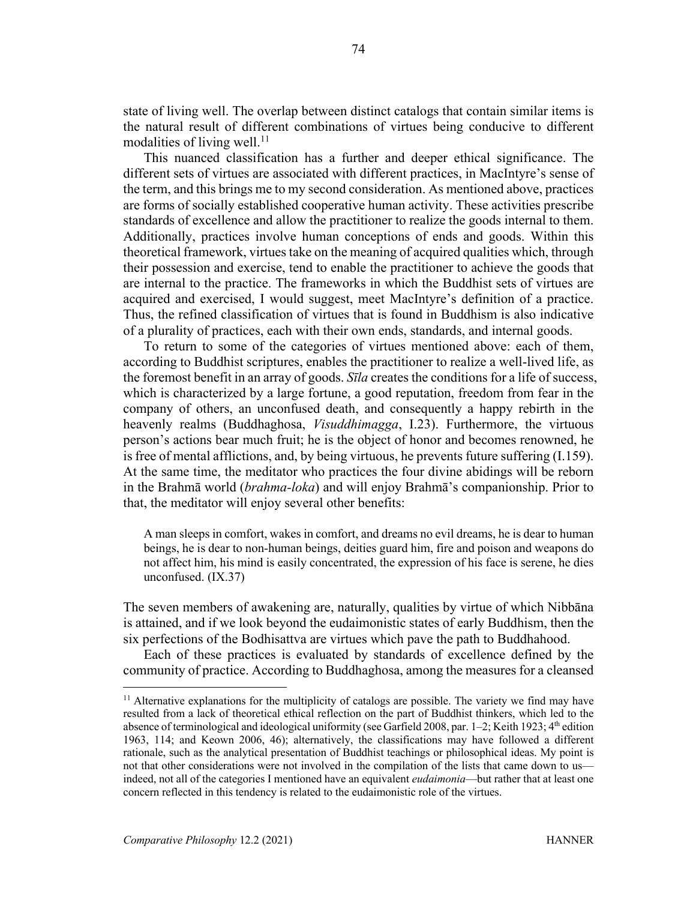state of living well. The overlap between distinct catalogs that contain similar items is the natural result of different combinations of virtues being conducive to different modalities of living well.[11]

This nuanced classification has a further and deeper ethical significance. The different sets of virtues are associated with different practices, in MacIntyre's sense of the term, and this brings me to my second consideration. As mentioned above, practices are forms of socially established cooperative human activity. These activities prescribe standards of excellence and allow the practitioner to realize the goods internal to them. Additionally, practices involve human conceptions of ends and goods. Within this theoretical framework, virtues take on the meaning of acquired qualities which, through their possession and exercise, tend to enable the practitioner to achieve the goods that are internal to the practice. The frameworks in which the Buddhist sets of virtues are acquired and exercised, I would suggest, meet MacIntyre's definition of a practice. Thus, the refined classification of virtues that is found in Buddhism is also indicative of a plurality of practices, each with their own ends, standards, and internal goods.

To return to some of the categories of virtues mentioned above: each of them, according to Buddhist scriptures, enables the practitioner to realize a well-lived life, as the foremost benefit in an array of goods. *Sīla* creates the conditions for a life of success, which is characterized by a large fortune, a good reputation, freedom from fear in the company of others, an unconfused death, and consequently a happy rebirth in the heavenly realms (Buddhaghosa, *Visuddhimagga*, I.23). Furthermore, the virtuous person's actions bear much fruit; he is the object of honor and becomes renowned, he is free of mental afflictions, and, by being virtuous, he prevents future suffering (I.159). At the same time, the meditator who practices the four divine abidings will be reborn in the Brahmā world (*brahma-loka*) and will enjoy Brahmā's companionship. Prior to that, the meditator will enjoy several other benefits:

> A man sleeps in comfort, wakes in comfort, and dreams no evil dreams, he is dear to human beings, he is dear to non-human beings, deities guard him, fire and poison and weapons do not affect him, his mind is easily concentrated, the expression of his face is serene, he dies unconfused. (IX.37)

The seven members of awakening are, naturally, qualities by virtue of which Nibbāna is attained, and if we look beyond the eudaimonistic states of early Buddhism, then the six perfections of the Bodhisattva are virtues which pave the path to Buddhahood.

Each of these practices is evaluated by standards of excellence defined by the community of practice. According to Buddhaghosa, among the measures for a cleansed

---

[11] Alternative explanations for the multiplicity of catalogs are possible. The variety we find may have resulted from a lack of theoretical ethical reflection on the part of Buddhist thinkers, which led to the absence of terminological and ideological uniformity (see Garfield 2008, par. 1–2; Keith 1923; 4th edition 1963, 114; and Keown 2006, 46); alternatively, the classifications may have followed a different rationale, such as the analytical presentation of Buddhist teachings or philosophical ideas. My point is not that other considerations were not involved in the compilation of the lists that came down to us—indeed, not all of the categories I mentioned have an equivalent *eudaimonia*—but rather that at least one concern reflected in this tendency is related to the eudaimonistic role of the virtues.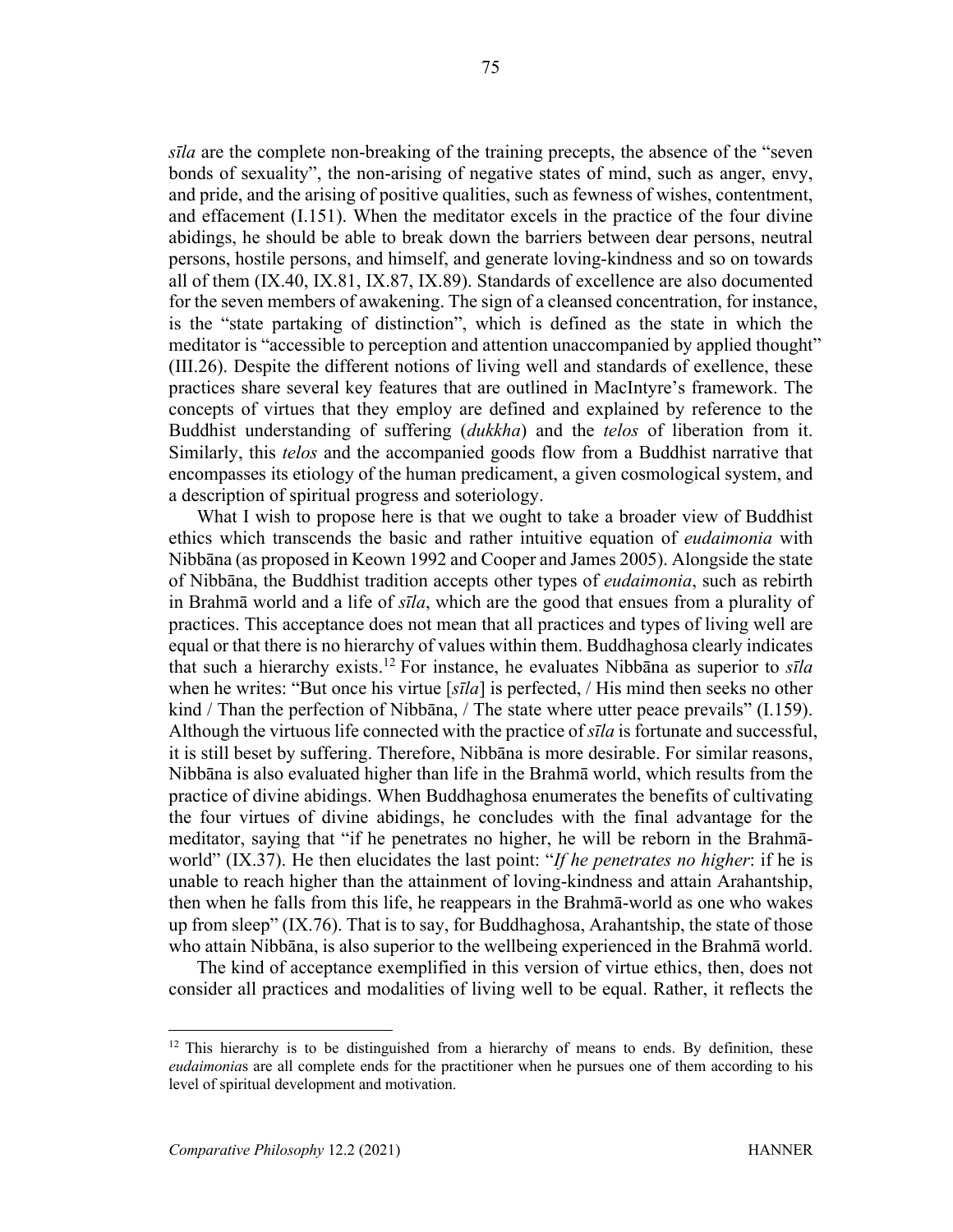*sīla* are the complete non-breaking of the training precepts, the absence of the "seven bonds of sexuality", the non-arising of negative states of mind, such as anger, envy, and pride, and the arising of positive qualities, such as fewness of wishes, contentment, and effacement (I.151). When the meditator excels in the practice of the four divine abidings, he should be able to break down the barriers between dear persons, neutral persons, hostile persons, and himself, and generate loving-kindness and so on towards all of them (IX.40, IX.81, IX.87, IX.89). Standards of excellence are also documented for the seven members of awakening. The sign of a cleansed concentration, for instance, is the "state partaking of distinction", which is defined as the state in which the meditator is "accessible to perception and attention unaccompanied by applied thought" (III.26). Despite the different notions of living well and standards of exellence, these practices share several key features that are outlined in MacIntyre's framework. The concepts of virtues that they employ are defined and explained by reference to the Buddhist understanding of suffering (*dukkha*) and the *telos* of liberation from it. Similarly, this *telos* and the accompanied goods flow from a Buddhist narrative that encompasses its etiology of the human predicament, a given cosmological system, and a description of spiritual progress and soteriology.

What I wish to propose here is that we ought to take a broader view of Buddhist ethics which transcends the basic and rather intuitive equation of *eudaimonia* with Nibbāna (as proposed in Keown 1992 and Cooper and James 2005). Alongside the state of Nibbāna, the Buddhist tradition accepts other types of *eudaimonia*, such as rebirth in Brahmā world and a life of *sīla*, which are the good that ensues from a plurality of practices. This acceptance does not mean that all practices and types of living well are equal or that there is no hierarchy of values within them. Buddhaghosa clearly indicates that such a hierarchy exists.[12] For instance, he evaluates Nibbāna as superior to *sīla* when he writes: "But once his virtue [*sīla*] is perfected, / His mind then seeks no other kind / Than the perfection of Nibbāna, / The state where utter peace prevails" (I.159). Although the virtuous life connected with the practice of *sīla* is fortunate and successful, it is still beset by suffering. Therefore, Nibbāna is more desirable. For similar reasons, Nibbāna is also evaluated higher than life in the Brahmā world, which results from the practice of divine abidings. When Buddhaghosa enumerates the benefits of cultivating the four virtues of divine abidings, he concludes with the final advantage for the meditator, saying that "if he penetrates no higher, he will be reborn in the Brahmā-world" (IX.37). He then elucidates the last point: "*If he penetrates no higher*: if he is unable to reach higher than the attainment of loving-kindness and attain Arahantship, then when he falls from this life, he reappears in the Brahmā-world as one who wakes up from sleep" (IX.76). That is to say, for Buddhaghosa, Arahantship, the state of those who attain Nibbāna, is also superior to the wellbeing experienced in the Brahmā world.

The kind of acceptance exemplified in this version of virtue ethics, then, does not consider all practices and modalities of living well to be equal. Rather, it reflects the

---

[12] This hierarchy is to be distinguished from a hierarchy of means to ends. By definition, these *eudaimonia*s are all complete ends for the practitioner when he pursues one of them according to his level of spiritual development and motivation.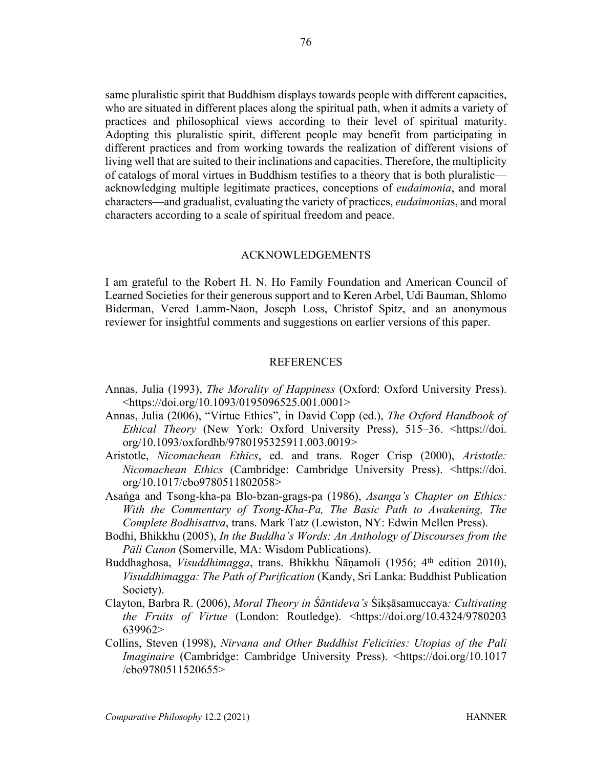same pluralistic spirit that Buddhism displays towards people with different capacities, who are situated in different places along the spiritual path, when it admits a variety of practices and philosophical views according to their level of spiritual maturity. Adopting this pluralistic spirit, different people may benefit from participating in different practices and from working towards the realization of different visions of living well that are suited to their inclinations and capacities. Therefore, the multiplicity of catalogs of moral virtues in Buddhism testifies to a theory that is both pluralistic—acknowledging multiple legitimate practices, conceptions of *eudaimonia*, and moral characters—and gradualist, evaluating the variety of practices, *eudaimonia*s, and moral characters according to a scale of spiritual freedom and peace.

## ACKNOWLEDGEMENTS

I am grateful to the Robert H. N. Ho Family Foundation and American Council of Learned Societies for their generous support and to Keren Arbel, Udi Bauman, Shlomo Biderman, Vered Lamm-Naon, Joseph Loss, Christof Spitz, and an anonymous reviewer for insightful comments and suggestions on earlier versions of this paper.

## REFERENCES

Annas, Julia (1993), *The Morality of Happiness* (Oxford: Oxford University Press). <https://doi.org/10.1093/0195096525.001.0001>

Annas, Julia (2006), "Virtue Ethics", in David Copp (ed.), *The Oxford Handbook of Ethical Theory* (New York: Oxford University Press), 515–36. <https://doi.org/10.1093/oxfordhb/9780195325911.003.0019>

Aristotle, *Nicomachean Ethics*, ed. and trans. Roger Crisp (2000), *Aristotle: Nicomachean Ethics* (Cambridge: Cambridge University Press). <https://doi.org/10.1017/cbo9780511802058>

Asaṅga and Tsong-kha-pa Blo-bzan-grags-pa (1986), *Asanga's Chapter on Ethics: With the Commentary of Tsong-Kha-Pa, The Basic Path to Awakening, The Complete Bodhisattva*, trans. Mark Tatz (Lewiston, NY: Edwin Mellen Press).

Bodhi, Bhikkhu (2005), *In the Buddha's Words: An Anthology of Discourses from the Pāli Canon* (Somerville, MA: Wisdom Publications).

Buddhaghosa, *Visuddhimagga*, trans. Bhikkhu Ñāṇamoli (1956; 4th edition 2010), *Visuddhimagga: The Path of Purification* (Kandy, Sri Lanka: Buddhist Publication Society).

Clayton, Barbra R. (2006), *Moral Theory in Śāntideva's* Śikṣāsamuccaya*: Cultivating the Fruits of Virtue* (London: Routledge). <https://doi.org/10.4324/9780203639962>

Collins, Steven (1998), *Nirvana and Other Buddhist Felicities: Utopias of the Pali Imaginaire* (Cambridge: Cambridge University Press). <https://doi.org/10.1017/cbo9780511520655>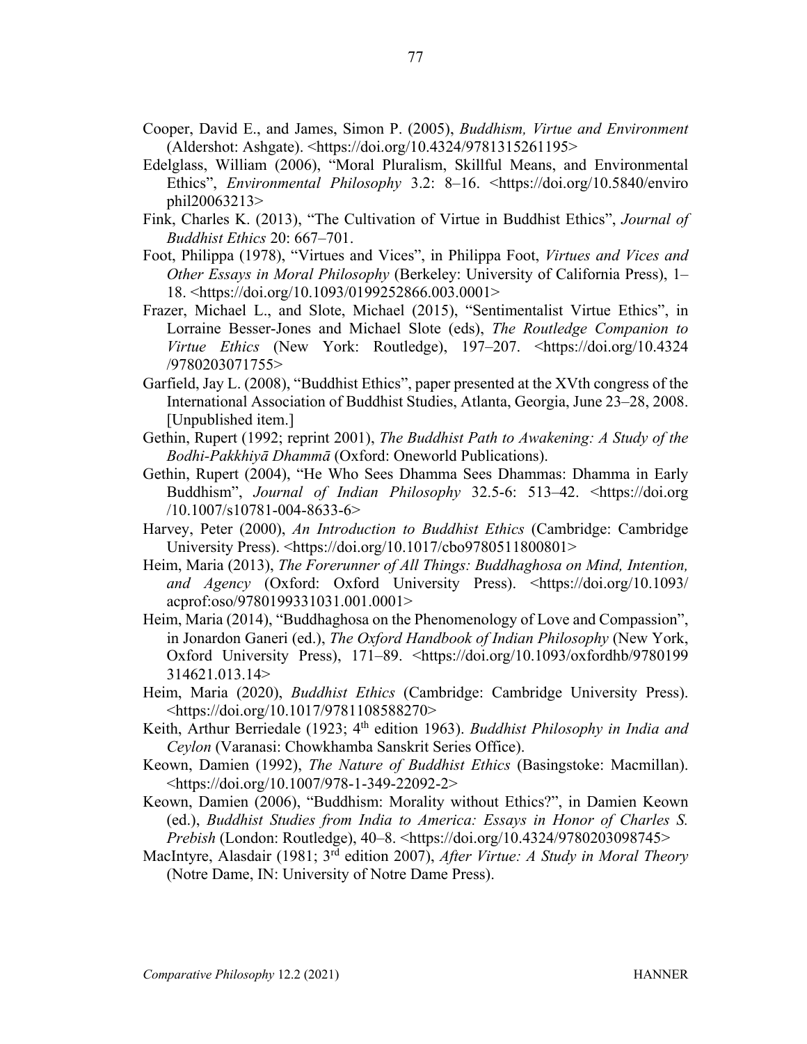Cooper, David E., and James, Simon P. (2005), *Buddhism, Virtue and Environment* (Aldershot: Ashgate). <https://doi.org/10.4324/9781315261195>

Edelglass, William (2006), "Moral Pluralism, Skillful Means, and Environmental Ethics", *Environmental Philosophy* 3.2: 8–16. <https://doi.org/10.5840/envirophil20063213>

Fink, Charles K. (2013), "The Cultivation of Virtue in Buddhist Ethics", *Journal of Buddhist Ethics* 20: 667–701.

Foot, Philippa (1978), "Virtues and Vices", in Philippa Foot, *Virtues and Vices and Other Essays in Moral Philosophy* (Berkeley: University of California Press), 1–18. <https://doi.org/10.1093/0199252866.003.0001>

Frazer, Michael L., and Slote, Michael (2015), "Sentimentalist Virtue Ethics", in Lorraine Besser-Jones and Michael Slote (eds), *The Routledge Companion to Virtue Ethics* (New York: Routledge), 197–207. <https://doi.org/10.4324/9780203071755>

Garfield, Jay L. (2008), "Buddhist Ethics", paper presented at the XVth congress of the International Association of Buddhist Studies, Atlanta, Georgia, June 23–28, 2008. [Unpublished item.]

Gethin, Rupert (1992; reprint 2001), *The Buddhist Path to Awakening: A Study of the Bodhi-Pakkhiyā Dhammā* (Oxford: Oneworld Publications).

Gethin, Rupert (2004), "He Who Sees Dhamma Sees Dhammas: Dhamma in Early Buddhism", *Journal of Indian Philosophy* 32.5-6: 513–42. <https://doi.org/10.1007/s10781-004-8633-6>

Harvey, Peter (2000), *An Introduction to Buddhist Ethics* (Cambridge: Cambridge University Press). <https://doi.org/10.1017/cbo9780511800801>

Heim, Maria (2013), *The Forerunner of All Things: Buddhaghosa on Mind, Intention, and Agency* (Oxford: Oxford University Press). <https://doi.org/10.1093/acprof:oso/9780199331031.001.0001>

Heim, Maria (2014), "Buddhaghosa on the Phenomenology of Love and Compassion", in Jonardon Ganeri (ed.), *The Oxford Handbook of Indian Philosophy* (New York, Oxford University Press), 171–89. <https://doi.org/10.1093/oxfordhb/9780199314621.013.14>

Heim, Maria (2020), *Buddhist Ethics* (Cambridge: Cambridge University Press). <https://doi.org/10.1017/9781108588270>

Keith, Arthur Berriedale (1923; 4th edition 1963). *Buddhist Philosophy in India and Ceylon* (Varanasi: Chowkhamba Sanskrit Series Office).

Keown, Damien (1992), *The Nature of Buddhist Ethics* (Basingstoke: Macmillan). <https://doi.org/10.1007/978-1-349-22092-2>

Keown, Damien (2006), "Buddhism: Morality without Ethics?", in Damien Keown (ed.), *Buddhist Studies from India to America: Essays in Honor of Charles S. Prebish* (London: Routledge), 40–8. <https://doi.org/10.4324/9780203098745>

MacIntyre, Alasdair (1981; 3rd edition 2007), *After Virtue: A Study in Moral Theory* (Notre Dame, IN: University of Notre Dame Press).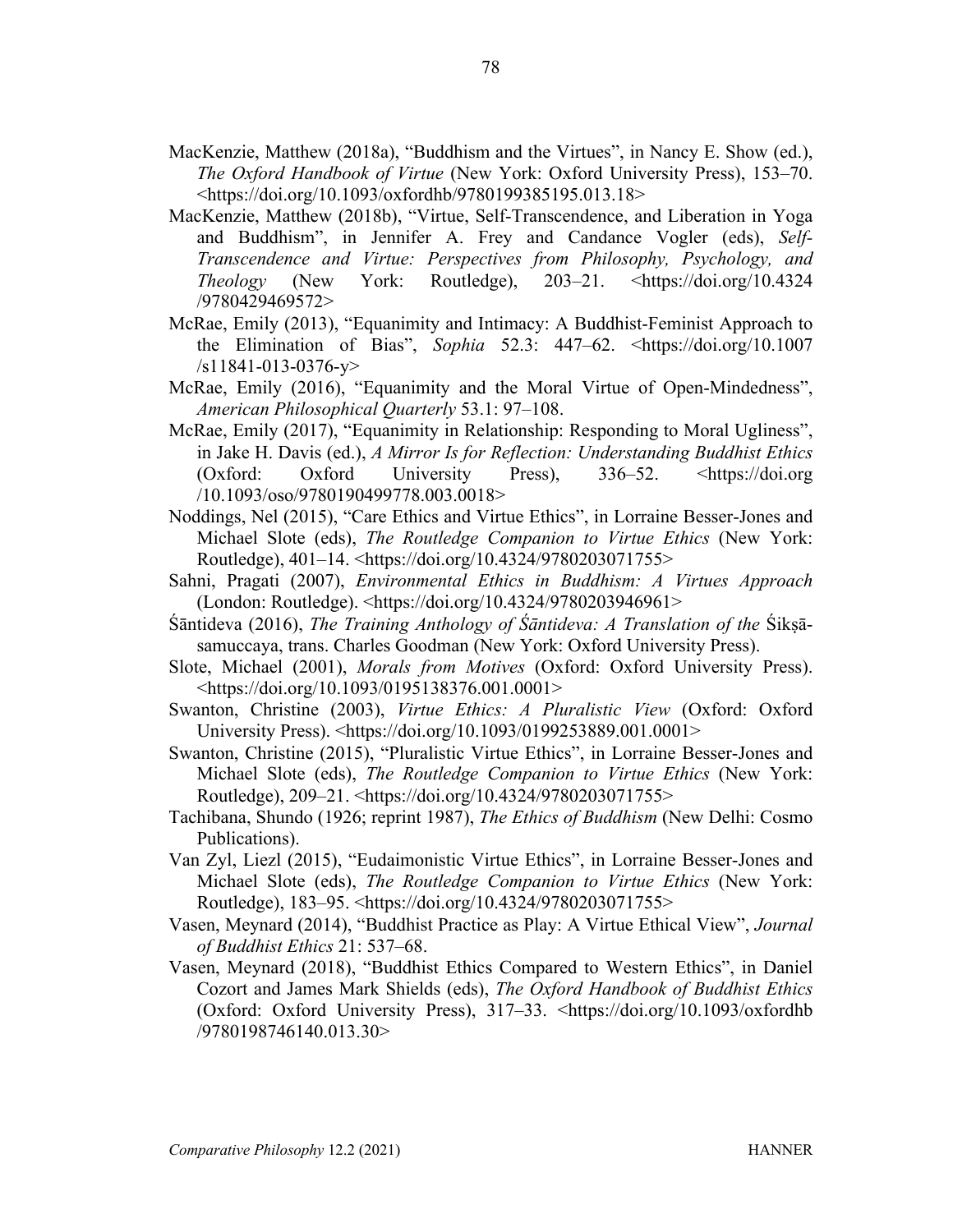MacKenzie, Matthew (2018a), "Buddhism and the Virtues", in Nancy E. Show (ed.), *The Oxford Handbook of Virtue* (New York: Oxford University Press), 153–70. <https://doi.org/10.1093/oxfordhb/9780199385195.013.18>

MacKenzie, Matthew (2018b), "Virtue, Self-Transcendence, and Liberation in Yoga and Buddhism", in Jennifer A. Frey and Candance Vogler (eds), *Self-Transcendence and Virtue: Perspectives from Philosophy, Psychology, and Theology* (New York: Routledge), 203–21. <https://doi.org/10.4324/9780429469572>

McRae, Emily (2013), "Equanimity and Intimacy: A Buddhist-Feminist Approach to the Elimination of Bias", *Sophia* 52.3: 447–62. <https://doi.org/10.1007/s11841-013-0376-y>

McRae, Emily (2016), "Equanimity and the Moral Virtue of Open-Mindedness", *American Philosophical Quarterly* 53.1: 97–108.

McRae, Emily (2017), "Equanimity in Relationship: Responding to Moral Ugliness", in Jake H. Davis (ed.), *A Mirror Is for Reflection: Understanding Buddhist Ethics* (Oxford: Oxford University Press), 336–52. <https://doi.org/10.1093/oso/9780190499778.003.0018>

Noddings, Nel (2015), "Care Ethics and Virtue Ethics", in Lorraine Besser-Jones and Michael Slote (eds), *The Routledge Companion to Virtue Ethics* (New York: Routledge), 401–14. <https://doi.org/10.4324/9780203071755>

Sahni, Pragati (2007), *Environmental Ethics in Buddhism: A Virtues Approach* (London: Routledge). <https://doi.org/10.4324/9780203946961>

Śāntideva (2016), *The Training Anthology of Śāntideva: A Translation of the* Śikṣā-samuccaya, trans. Charles Goodman (New York: Oxford University Press).

Slote, Michael (2001), *Morals from Motives* (Oxford: Oxford University Press). <https://doi.org/10.1093/0195138376.001.0001>

Swanton, Christine (2003), *Virtue Ethics: A Pluralistic View* (Oxford: Oxford University Press). <https://doi.org/10.1093/0199253889.001.0001>

Swanton, Christine (2015), "Pluralistic Virtue Ethics", in Lorraine Besser-Jones and Michael Slote (eds), *The Routledge Companion to Virtue Ethics* (New York: Routledge), 209–21. <https://doi.org/10.4324/9780203071755>

Tachibana, Shundo (1926; reprint 1987), *The Ethics of Buddhism* (New Delhi: Cosmo Publications).

Van Zyl, Liezl (2015), "Eudaimonistic Virtue Ethics", in Lorraine Besser-Jones and Michael Slote (eds), *The Routledge Companion to Virtue Ethics* (New York: Routledge), 183–95. <https://doi.org/10.4324/9780203071755>

Vasen, Meynard (2014), "Buddhist Practice as Play: A Virtue Ethical View", *Journal of Buddhist Ethics* 21: 537–68.

Vasen, Meynard (2018), "Buddhist Ethics Compared to Western Ethics", in Daniel Cozort and James Mark Shields (eds), *The Oxford Handbook of Buddhist Ethics* (Oxford: Oxford University Press), 317–33. <https://doi.org/10.1093/oxfordhb/9780198746140.013.30>